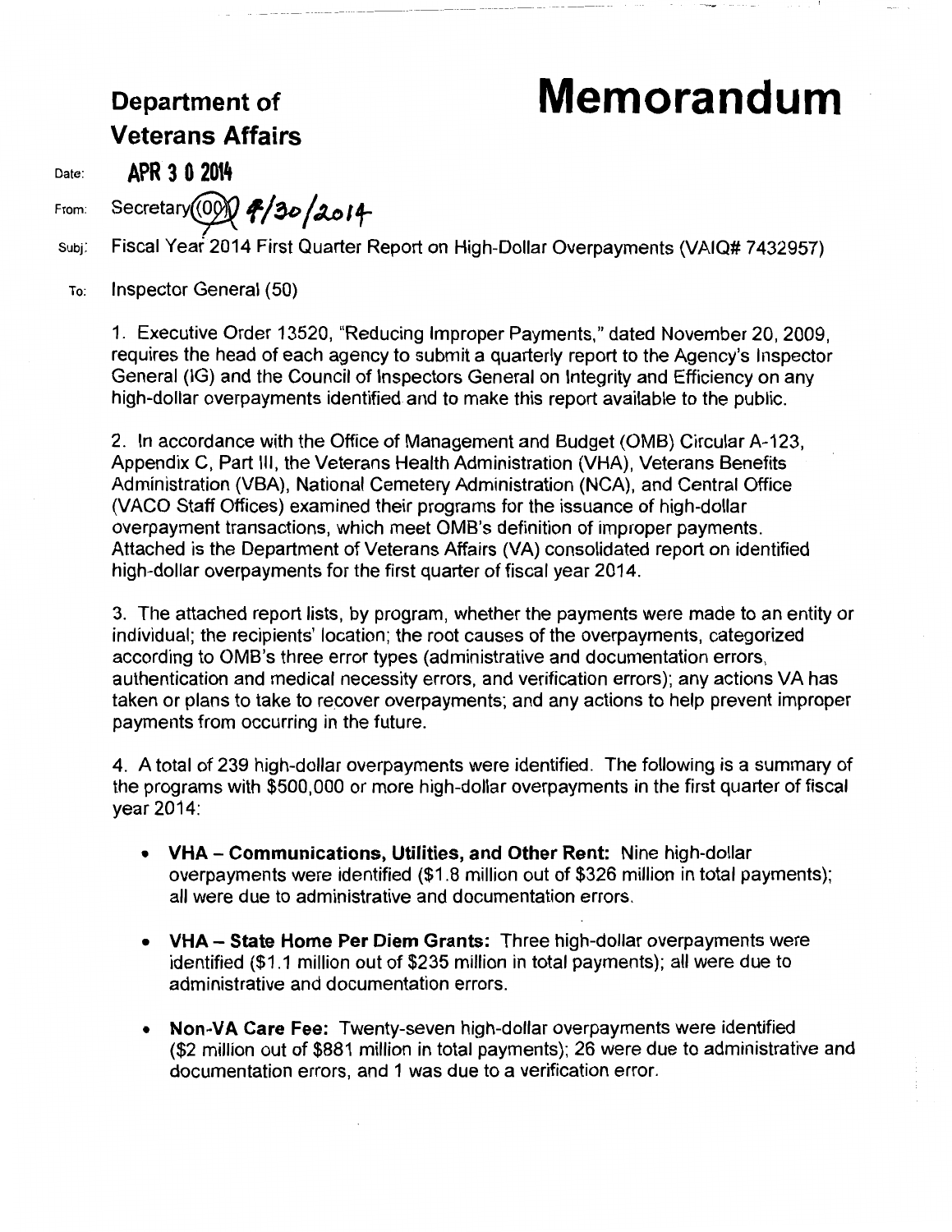# Department of Veterans Affairs

# Memorandum

Date: **APR 3 0 2014**

From: Secretary (00) 4/30/2014

Subj: Fiscal Year 2014 First Quarter Report on High-Dollar Overpayments (VAIQ# 7432957)

To: Inspector General (50)

1. Executive Order 13520, "Reducing Improper Payments," dated November 20, 2009, requires the head of each agency to submit a quarterly report to the Agency's Inspector General (IG) and the Council of Inspectors General on Integrity and Efficiency on any high-dollar overpayments identified and to make this report available to the public.

2. In accordance with the Office of Management and Budget (OMB) Circular A-123, Appendix C, Part III, the Veterans Health Administration (VHA), Veterans Benefits Administration (VBA), National Cemetery Administration (NCA), and Central Office (VACO Staff Offices) examined their programs for the issuance of high-dollar overpayment transactions, which meet OMB's definition of improper payments. Attached is the Department of Veterans Affairs (VA) consolidated report on identified high-dollar overpayments for the first quarter of fiscal year 2014.

3. The attached report lists, by program, whether the payments were made to an entity or individual; the recipients' location; the root causes of the overpayments, categorized according to OMB's three error types (administrative and documentation errors, authentication and medical necessity errors, and verification errors); any actions VA has taken or plans to take to recover overpayments; and any actions to help prevent improper payments from occurring in the future.

4. A total of 239 high-dollar overpayments were identified. The following is a summary of the programs with $500,000 or more high-dollar overpayments in the first quarter of fiscal year 2014:

- **VHA – Communications, Utilities, and Other Rent:** Nine high-dollar overpayments were identified ($1.8 million out of $326 million in total payments); all were due to administrative and documentation errors.

- **VHA – State Home Per Diem Grants:** Three high-dollar overpayments were identified ($1.1 million out of $235 million in total payments); all were due to administrative and documentation errors.

- **Non-VA Care Fee:** Twenty-seven high-dollar overpayments were identified ($2 million out of $881 million in total payments); 26 were due to administrative and documentation errors, and 1 was due to a verification error.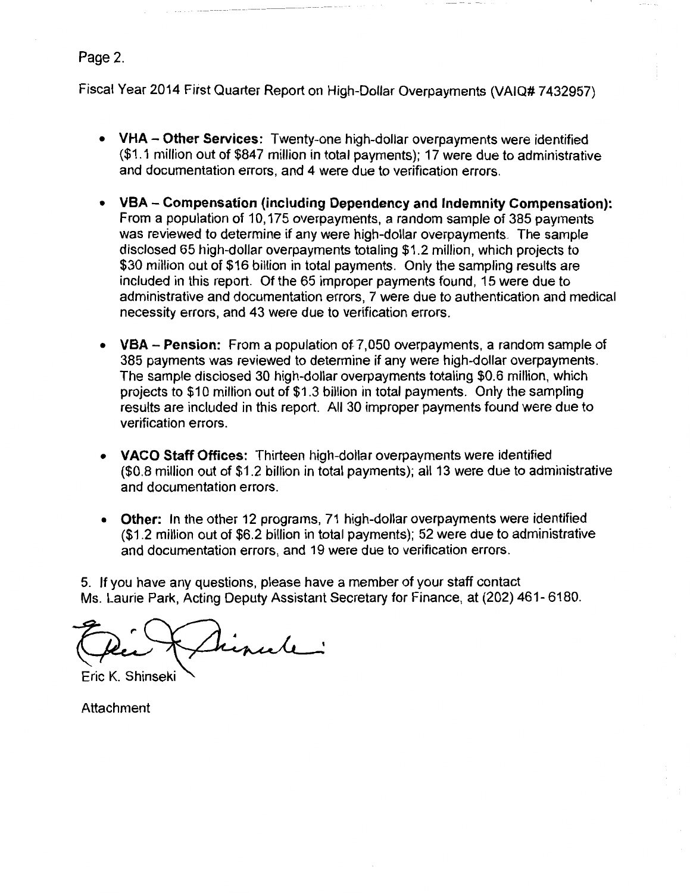Fiscal Year 2014 First Quarter Report on High-Dollar Overpayments (VAIQ# 7432957)

- **VHA – Other Services:** Twenty-one high-dollar overpayments were identified ($1.1 million out of $847 million in total payments); 17 were due to administrative and documentation errors, and 4 were due to verification errors.

- **VBA – Compensation (including Dependency and Indemnity Compensation):** From a population of 10,175 overpayments, a random sample of 385 payments was reviewed to determine if any were high-dollar overpayments. The sample disclosed 65 high-dollar overpayments totaling $1.2 million, which projects to $30 million out of $16 billion in total payments. Only the sampling results are included in this report. Of the 65 improper payments found, 15 were due to administrative and documentation errors, 7 were due to authentication and medical necessity errors, and 43 were due to verification errors.

- **VBA – Pension:** From a population of 7,050 overpayments, a random sample of 385 payments was reviewed to determine if any were high-dollar overpayments. The sample disclosed 30 high-dollar overpayments totaling $0.6 million, which projects to $10 million out of $1.3 billion in total payments. Only the sampling results are included in this report. All 30 improper payments found were due to verification errors.

- **VACO Staff Offices:** Thirteen high-dollar overpayments were identified ($0.8 million out of $1.2 billion in total payments); all 13 were due to administrative and documentation errors.

- **Other:** In the other 12 programs, 71 high-dollar overpayments were identified ($1.2 million out of $6.2 billion in total payments); 52 were due to administrative and documentation errors, and 19 were due to verification errors.

5. If you have any questions, please have a member of your staff contact Ms. Laurie Park, Acting Deputy Assistant Secretary for Finance, at (202) 461-6180.

Eric K. Shinseki

Attachment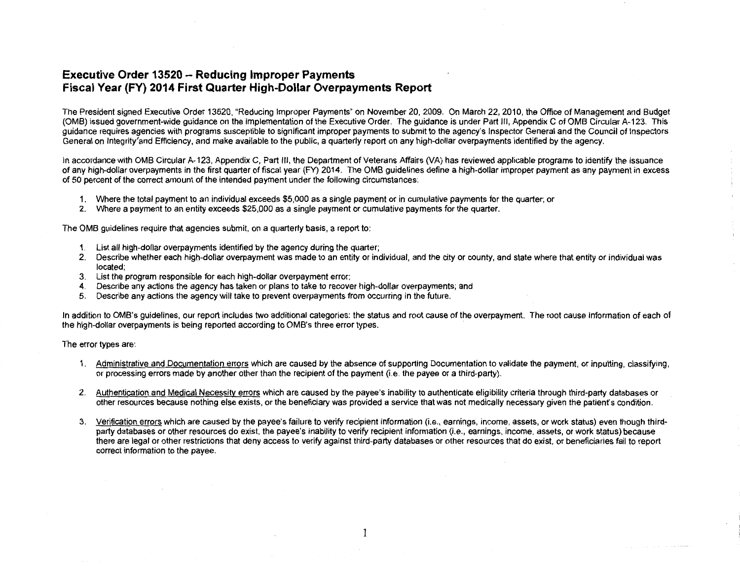## Executive Order 13520 – Reducing Improper Payments
## Fiscal Year (FY) 2014 First Quarter High-Dollar Overpayments Report

The President signed Executive Order 13520, "Reducing Improper Payments" on November 20, 2009. On March 22, 2010, the Office of Management and Budget (OMB) issued government-wide guidance on the implementation of the Executive Order. The guidance is under Part III, Appendix C of OMB Circular A-123. This guidance requires agencies with programs susceptible to significant improper payments to submit to the agency's Inspector General and the Council of Inspectors General on Integrity and Efficiency, and make available to the public, a quarterly report on any high-dollar overpayments identified by the agency.

In accordance with OMB Circular A-123, Appendix C, Part III, the Department of Veterans Affairs (VA) has reviewed applicable programs to identify the issuance of any high-dollar overpayments in the first quarter of fiscal year (FY) 2014. The OMB guidelines define a high-dollar improper payment as any payment in excess of 50 percent of the correct amount of the intended payment under the following circumstances:

1. Where the total payment to an individual exceeds $5,000 as a single payment or in cumulative payments for the quarter; or
2. Where a payment to an entity exceeds $25,000 as a single payment or cumulative payments for the quarter.

The OMB guidelines require that agencies submit, on a quarterly basis, a report to:

1. List all high-dollar overpayments identified by the agency during the quarter;
2. Describe whether each high-dollar overpayment was made to an entity or individual, and the city or county, and state where that entity or individual was located;
3. List the program responsible for each high-dollar overpayment error;
4. Describe any actions the agency has taken or plans to take to recover high-dollar overpayments; and
5. Describe any actions the agency will take to prevent overpayments from occurring in the future.

In addition to OMB's guidelines, our report includes two additional categories: the status and root cause of the overpayment. The root cause information of each of the high-dollar overpayments is being reported according to OMB's three error types.

The error types are:

1. Administrative and Documentation errors which are caused by the absence of supporting Documentation to validate the payment, or inputting, classifying, or processing errors made by another other than the recipient of the payment (i.e. the payee or a third-party).

2. Authentication and Medical Necessity errors which are caused by the payee's inability to authenticate eligibility criteria through third-party databases or other resources because nothing else exists, or the beneficiary was provided a service that was not medically necessary given the patient's condition.

3. Verification errors which are caused by the payee's failure to verify recipient information (i.e., earnings, income, assets, or work status) even though third-party databases or other resources do exist, the payee's inability to verify recipient information (i.e., earnings, income, assets, or work status) because there are legal or other restrictions that deny access to verify against third-party databases or other resources that do exist, or beneficiaries fail to report correct information to the payee.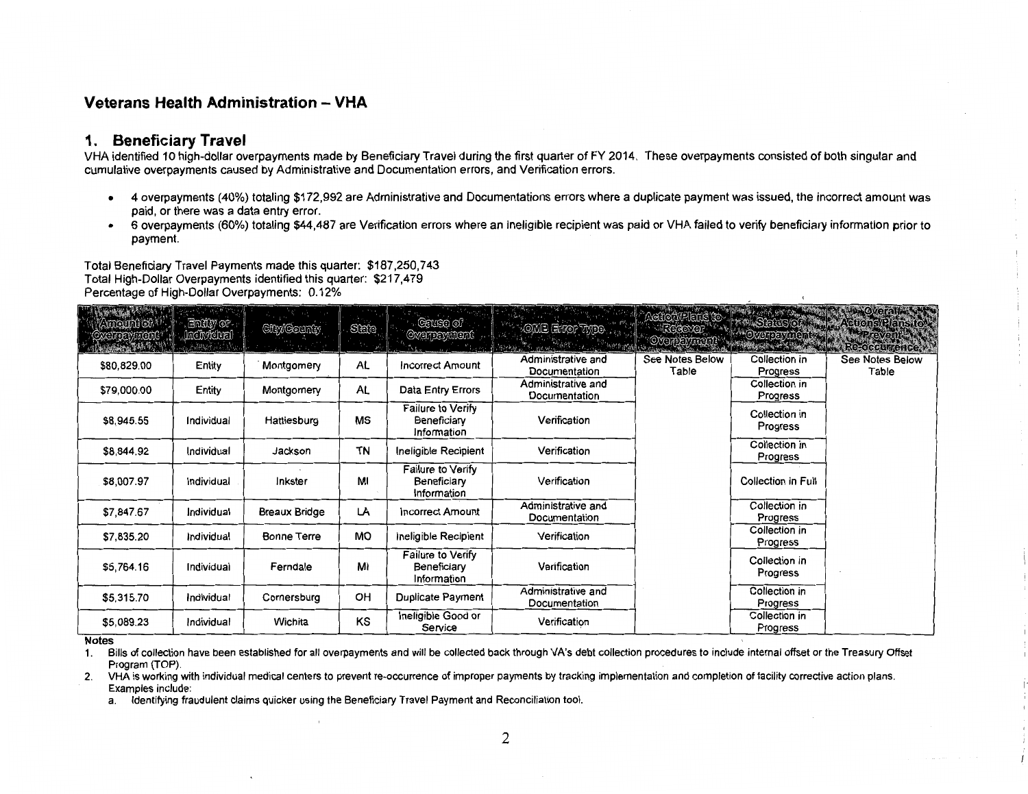## Veterans Health Administration – VHA

### 1. Beneficiary Travel

VHA identified 10 high-dollar overpayments made by Beneficiary Travel during the first quarter of FY 2014. These overpayments consisted of both singular and cumulative overpayments caused by Administrative and Documentation errors, and Verification errors.

- 4 overpayments (40%) totaling $172,992 are Administrative and Documentations errors where a duplicate payment was issued, the incorrect amount was paid, or there was a data entry error.
- 6 overpayments (60%) totaling $44,487 are Verification errors where an ineligible recipient was paid or VHA failed to verify beneficiary information prior to payment.

Total Beneficiary Travel Payments made this quarter: $187,250,743
Total High-Dollar Overpayments identified this quarter: $217,479
Percentage of High-Dollar Overpayments: 0.12%

| Amount of Overpayment | Entity or Individual | City/County | State | Cause of Overpayment | OMB Error Type | Action/Plans to Recover Overpayment | Status of Overpayment | Overall Actions/Plans to Prevent Re-occurrence |
|---|---|---|---|---|---|---|---|---|
| $80,829.00 | Entity | Montgomery | AL | Incorrect Amount | Administrative and Documentation | See Notes Below Table | Collection in Progress | See Notes Below Table |
| $79,000.00 | Entity | Montgomery | AL | Data Entry Errors | Administrative and Documentation | | Collection in Progress | |
| $8,945.55 | Individual | Hattiesburg | MS | Failure to Verify Beneficiary Information | Verification | | Collection in Progress | |
| $8,844.92 | Individual | Jackson | TN | Ineligible Recipient | Verification | | Collection in Progress | |
| $8,007.97 | Individual | Inkster | MI | Failure to Verify Beneficiary Information | Verification | | Collection in Full | |
| $7,847.67 | Individual | Breaux Bridge | LA | Incorrect Amount | Administrative and Documentation | | Collection in Progress | |
| $7,835.20 | Individual | Bonne Terre | MO | Ineligible Recipient | Verification | | Collection in Progress | |
| $5,764.16 | Individual | Ferndale | MI | Failure to Verify Beneficiary Information | Verification | | Collection in Progress | |
| $5,315.70 | Individual | Cornersburg | OH | Duplicate Payment | Administrative and Documentation | | Collection in Progress | |
| $5,089.23 | Individual | Wichita | KS | Ineligible Good or Service | Verification | | Collection in Progress | |

**Notes**

1. Bills of collection have been established for all overpayments and will be collected back through VA's debt collection procedures to include internal offset or the Treasury Offset Program (TOP).
2. VHA is working with individual medical centers to prevent re-occurrence of improper payments by tracking implementation and completion of facility corrective action plans. Examples include:
   a. Identifying fraudulent claims quicker using the Beneficiary Travel Payment and Reconciliation tool.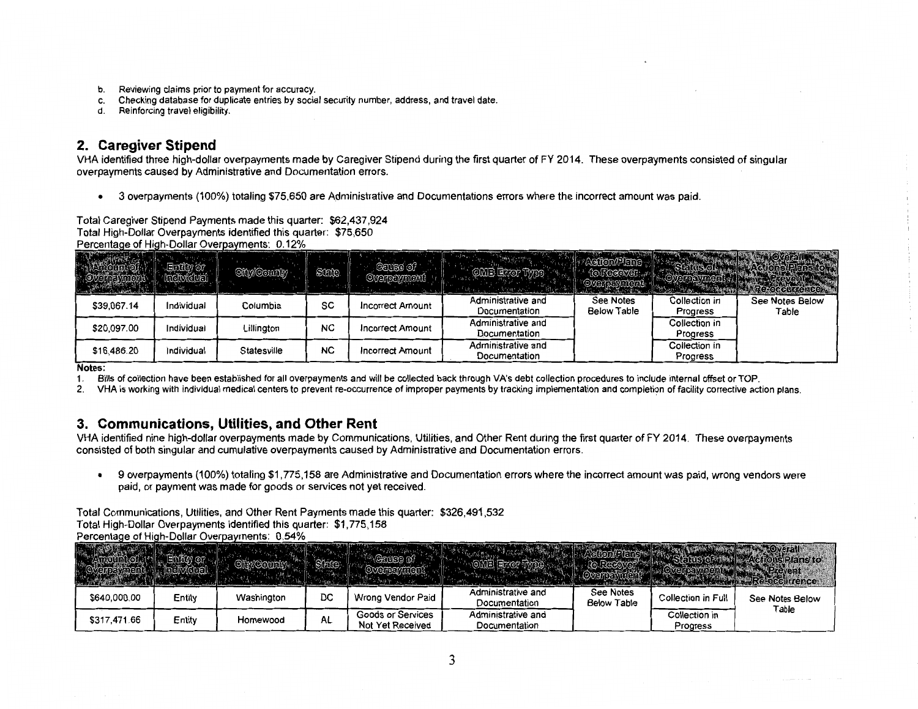b. Reviewing claims prior to payment for accuracy.
c. Checking database for duplicate entries by social security number, address, and travel date.
d. Reinforcing travel eligibility.

## 2. Caregiver Stipend

VHA identified three high-dollar overpayments made by Caregiver Stipend during the first quarter of FY 2014. These overpayments consisted of singular overpayments caused by Administrative and Documentation errors.

- 3 overpayments (100%) totaling $75,650 are Administrative and Documentations errors where the incorrect amount was paid.

Total Caregiver Stipend Payments made this quarter: $62,437,924
Total High-Dollar Overpayments identified this quarter: $75,650
Percentage of High-Dollar Overpayments: 0.12%

| Amount of Overpayment | Entity or Individual | City/County | State | Cause of Overpayment | OMB Error Type | Action/Plans to Recover Overpayment | Status of Overpayment | Overall Actions/Plans to Prevent Re-occurrence |
|---|---|---|---|---|---|---|---|---|
| $39,067.14 | Individual | Columbia | SC | Incorrect Amount | Administrative and Documentation | See Notes Below Table | Collection in Progress | See Notes Below Table |
| $20,097.00 | Individual | Lillington | NC | Incorrect Amount | Administrative and Documentation | | Collection in Progress | |
| $16,486.20 | Individual | Statesville | NC | Incorrect Amount | Administrative and Documentation | | Collection in Progress | |

**Notes:**

1. Bills of collection have been established for all overpayments and will be collected back through VA's debt collection procedures to include internal offset or TOP.
2. VHA is working with individual medical centers to prevent re-occurrence of improper payments by tracking implementation and completion of facility corrective action plans.

## 3. Communications, Utilities, and Other Rent

VHA identified nine high-dollar overpayments made by Communications, Utilities, and Other Rent during the first quarter of FY 2014. These overpayments consisted of both singular and cumulative overpayments caused by Administrative and Documentation errors.

- 9 overpayments (100%) totaling $1,775,158 are Administrative and Documentation errors where the incorrect amount was paid, wrong vendors were paid, or payment was made for goods or services not yet received.

Total Communications, Utilities, and Other Rent Payments made this quarter: $326,491,532
Total High-Dollar Overpayments identified this quarter: $1,775,158
Percentage of High-Dollar Overpayments: 0.54%

| Amount of Overpayment | Entity or Individual | City/County | State | Cause of Overpayment | OMB Error Type | Action/Plans to Recover Overpayment | Status of Overpayment | Overall Actions/Plans to Prevent Re-occurrence |
|---|---|---|---|---|---|---|---|---|
| $640,000.00 | Entity | Washington | DC | Wrong Vendor Paid | Administrative and Documentation | See Notes Below Table | Collection in Full | See Notes Below Table |
| $317,471.66 | Entity | Homewood | AL | Goods or Services Not Yet Received | Administrative and Documentation | | Collection in Progress | |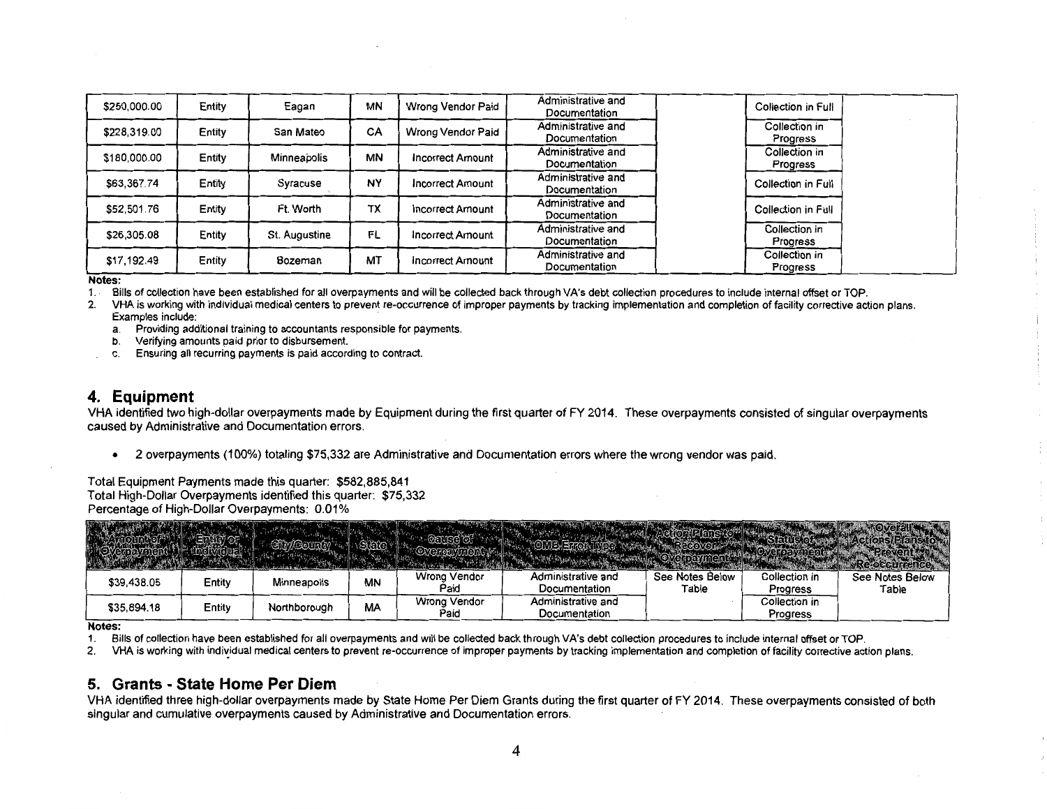| | | | | | | | | |
|---|---|---|---|---|---|---|---|---|
| $250,000.00 | Entity | Eagan | MN | Wrong Vendor Paid | Administrative and Documentation | | Collection in Full | |
| $228,319.00 | Entity | San Mateo | CA | Wrong Vendor Paid | Administrative and Documentation | | Collection in Progress | |
| $180,000.00 | Entity | Minneapolis | MN | Incorrect Amount | Administrative and Documentation | | Collection in Progress | |
| $63,367.74 | Entity | Syracuse | NY | Incorrect Amount | Administrative and Documentation | | Collection in Full | |
| $52,501.76 | Entity | Ft. Worth | TX | Incorrect Amount | Administrative and Documentation | | Collection in Full | |
| $26,305.08 | Entity | St. Augustine | FL | Incorrect Amount | Administrative and Documentation | | Collection in Progress | |
| $17,192.49 | Entity | Bozeman | MT | Incorrect Amount | Administrative and Documentation | | Collection in Progress | |

**Notes:**

1. Bills of collection have been established for all overpayments and will be collected back through VA's debt collection procedures to include internal offset or TOP.
2. VHA is working with individual medical centers to prevent re-occurrence of improper payments by tracking implementation and completion of facility corrective action plans. Examples include:
   a. Providing additional training to accountants responsible for payments.
   b. Verifying amounts paid prior to disbursement.
   c. Ensuring all recurring payments is paid according to contract.

## 4. Equipment

VHA identified two high-dollar overpayments made by Equipment during the first quarter of FY 2014. These overpayments consisted of singular overpayments caused by Administrative and Documentation errors.

- 2 overpayments (100%) totaling $75,332 are Administrative and Documentation errors where the wrong vendor was paid.

Total Equipment Payments made this quarter: $582,885,841
Total High-Dollar Overpayments identified this quarter: $75,332
Percentage of High-Dollar Overpayments: 0.01%

| Amount of Overpayment | Entity or Individual | City/County | State | Cause of Overpayment | OMB Error Type | Action/Plans to Recover Overpayment | Status of Overpayment | Overall Actions/Plans to Prevent Re-occurrence |
|---|---|---|---|---|---|---|---|---|
| $39,438.05 | Entity | Minneapolis | MN | Wrong Vendor Paid | Administrative and Documentation | See Notes Below Table | Collection in Progress | See Notes Below Table |
| $35,894.18 | Entity | Northborough | MA | Wrong Vendor Paid | Administrative and Documentation | | Collection in Progress | |

**Notes:**

1. Bills of collection have been established for all overpayments and will be collected back through VA's debt collection procedures to include internal offset or TOP.
2. VHA is working with individual medical centers to prevent re-occurrence of improper payments by tracking implementation and completion of facility corrective action plans.

## 5. Grants - State Home Per Diem

VHA identified three high-dollar overpayments made by State Home Per Diem Grants during the first quarter of FY 2014. These overpayments consisted of both singular and cumulative overpayments caused by Administrative and Documentation errors.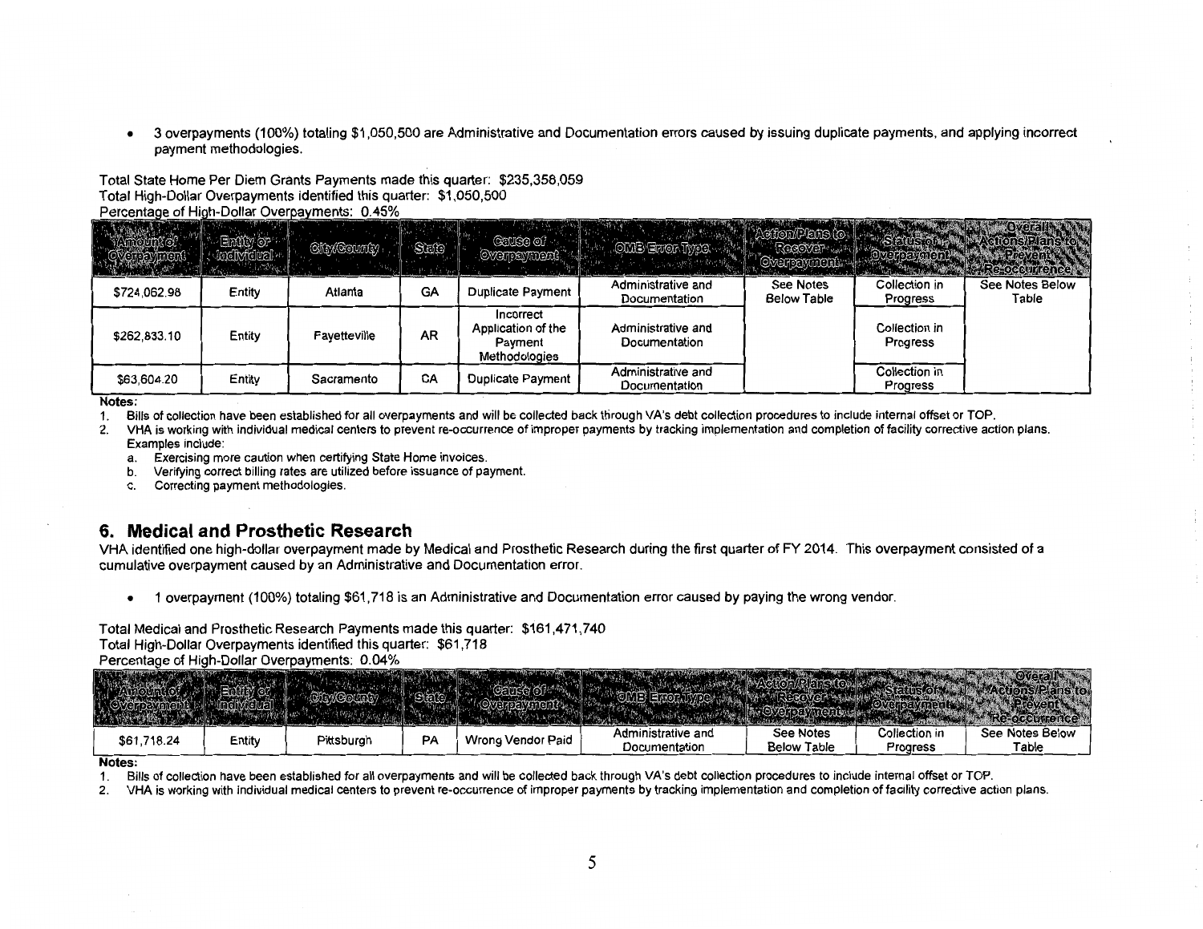- 3 overpayments (100%) totaling $1,050,500 are Administrative and Documentation errors caused by issuing duplicate payments, and applying incorrect payment methodologies.

Total State Home Per Diem Grants Payments made this quarter: $235,358,059
Total High-Dollar Overpayments identified this quarter: $1,050,500
Percentage of High-Dollar Overpayments: 0.45%

| Amount of Overpayment | Entity or Individual | City/County | State | Cause of Overpayment | OMB Error Type | Action/Plans to Recover Overpayment | Status of Overpayment | Overall Actions/Plans to Prevent Re-occurrence |
|---|---|---|---|---|---|---|---|---|
| $724,062.98 | Entity | Atlanta | GA | Duplicate Payment | Administrative and Documentation | See Notes Below Table | Collection in Progress | See Notes Below Table |
| $262,833.10 | Entity | Fayetteville | AR | Incorrect Application of the Payment Methodologies | Administrative and Documentation | | Collection in Progress | |
| $63,604.20 | Entity | Sacramento | CA | Duplicate Payment | Administrative and Documentation | | Collection in Progress | |

**Notes:**

1. Bills of collection have been established for all overpayments and will be collected back through VA's debt collection procedures to include internal offset or TOP.
2. VHA is working with individual medical centers to prevent re-occurrence of improper payments by tracking implementation and completion of facility corrective action plans. Examples include:
   a. Exercising more caution when certifying State Home invoices.
   b. Verifying correct billing rates are utilized before issuance of payment.
   c. Correcting payment methodologies.

## 6. Medical and Prosthetic Research

VHA identified one high-dollar overpayment made by Medical and Prosthetic Research during the first quarter of FY 2014. This overpayment consisted of a cumulative overpayment caused by an Administrative and Documentation error.

- 1 overpayment (100%) totaling $61,718 is an Administrative and Documentation error caused by paying the wrong vendor.

Total Medical and Prosthetic Research Payments made this quarter: $161,471,740
Total High-Dollar Overpayments identified this quarter: $61,718
Percentage of High-Dollar Overpayments: 0.04%

| Amount of Overpayment | Entity or Individual | City/County | State | Cause of Overpayment | OMB Error Type | Action/Plans to Recover Overpayment | Status of Overpayment | Overall Actions/Plans to Prevent Re-occurrence |
|---|---|---|---|---|---|---|---|---|
| $61,718.24 | Entity | Pittsburgh | PA | Wrong Vendor Paid | Administrative and Documentation | See Notes Below Table | Collection in Progress | See Notes Below Table |

**Notes:**

1. Bills of collection have been established for all overpayments and will be collected back through VA's debt collection procedures to include internal offset or TOP.
2. VHA is working with individual medical centers to prevent re-occurrence of improper payments by tracking implementation and completion of facility corrective action plans.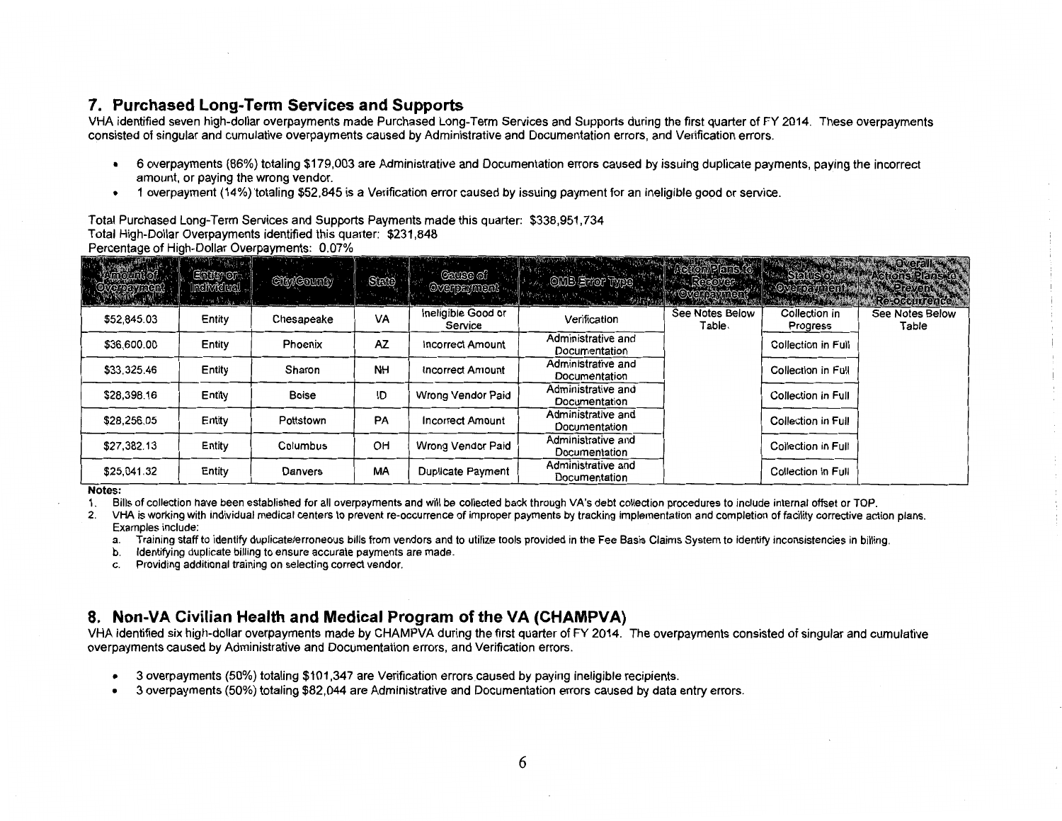## 7. Purchased Long-Term Services and Supports

VHA identified seven high-dollar overpayments made Purchased Long-Term Services and Supports during the first quarter of FY 2014. These overpayments consisted of singular and cumulative overpayments caused by Administrative and Documentation errors, and Verification errors.

- 6 overpayments (86%) totaling $179,003 are Administrative and Documentation errors caused by issuing duplicate payments, paying the incorrect amount, or paying the wrong vendor.
- 1 overpayment (14%) totaling $52,845 is a Verification error caused by issuing payment for an ineligible good or service.

Total Purchased Long-Term Services and Supports Payments made this quarter: $338,951,734
Total High-Dollar Overpayments identified this quarter: $231,848
Percentage of High-Dollar Overpayments: 0.07%

| Amount of Overpayment | Entity or Individual | City/County | State | Cause of Overpayment | OMB Error Type | Action Plans to Recover Overpayment | Status of Overpayment | Overall Actions Plans to Prevent Re-occurrence |
|---|---|---|---|---|---|---|---|---|
| $52,845.03 | Entity | Chesapeake | VA | Ineligible Good or Service | Verification | See Notes Below Table. | Collection in Progress | See Notes Below Table |
| $36,600.00 | Entity | Phoenix | AZ | Incorrect Amount | Administrative and Documentation | | Collection in Full | |
| $33,325.46 | Entity | Sharon | NH | Incorrect Amount | Administrative and Documentation | | Collection in Full | |
| $28,398.16 | Entity | Boise | ID | Wrong Vendor Paid | Administrative and Documentation | | Collection in Full | |
| $28,256.05 | Entity | Pottstown | PA | Incorrect Amount | Administrative and Documentation | | Collection in Full | |
| $27,382.13 | Entity | Columbus | OH | Wrong Vendor Paid | Administrative and Documentation | | Collection in Full | |
| $25,041.32 | Entity | Danvers | MA | Duplicate Payment | Administrative and Documentation | | Collection in Full | |

**Notes:**

1. Bills of collection have been established for all overpayments and will be collected back through VA's debt collection procedures to include internal offset or TOP.
2. VHA is working with individual medical centers to prevent re-occurrence of improper payments by tracking implementation and completion of facility corrective action plans. Examples include:
   a. Training staff to identify duplicate/erroneous bills from vendors and to utilize tools provided in the Fee Basis Claims System to identify inconsistencies in billing.
   b. Identifying duplicate billing to ensure accurate payments are made.
   c. Providing additional training on selecting correct vendor.

## 8. Non-VA Civilian Health and Medical Program of the VA (CHAMPVA)

VHA identified six high-dollar overpayments made by CHAMPVA during the first quarter of FY 2014. The overpayments consisted of singular and cumulative overpayments caused by Administrative and Documentation errors, and Verification errors.

- 3 overpayments (50%) totaling $101,347 are Verification errors caused by paying ineligible recipients.
- 3 overpayments (50%) totaling $82,044 are Administrative and Documentation errors caused by data entry errors.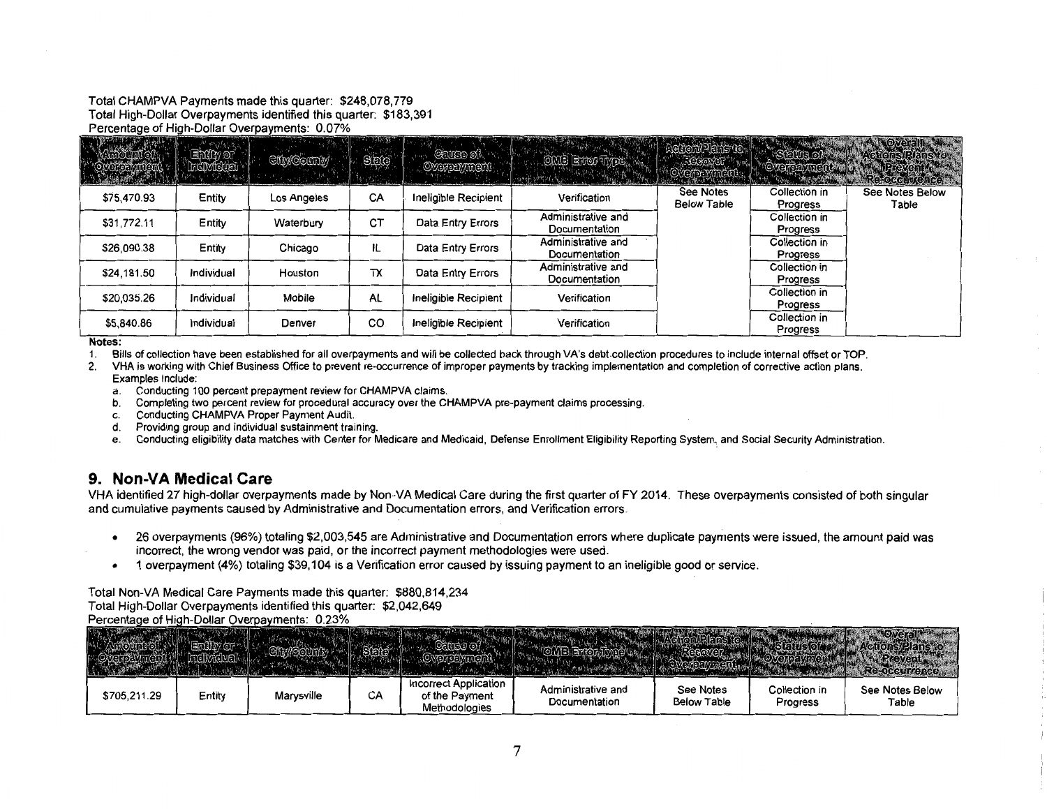Total CHAMPVA Payments made this quarter: $248,078,779
Total High-Dollar Overpayments identified this quarter: $183,391
Percentage of High-Dollar Overpayments: 0.07%

| Amount of Overpayment | Entity or Individual | City/County | State | Cause of Overpayment | OMB Error Type | Action/Plans to Recover Overpayment | Status of Overpayment | Overall Actions/Plans to Prevent Re-occurrence |
|---|---|---|---|---|---|---|---|---|
| $75,470.93 | Entity | Los Angeles | CA | Ineligible Recipient | Verification | See Notes Below Table | Collection in Progress | See Notes Below Table |
| $31,772.11 | Entity | Waterbury | CT | Data Entry Errors | Administrative and Documentation | | Collection in Progress | |
| $26,090.38 | Entity | Chicago | IL | Data Entry Errors | Administrative and Documentation | | Collection in Progress | |
| $24,181.50 | Individual | Houston | TX | Data Entry Errors | Administrative and Documentation | | Collection in Progress | |
| $20,035.26 | Individual | Mobile | AL | Ineligible Recipient | Verification | | Collection in Progress | |
| $5,840.86 | Individual | Denver | CO | Ineligible Recipient | Verification | | Collection in Progress | |

**Notes:**

1. Bills of collection have been established for all overpayments and will be collected back through VA's debt collection procedures to include internal offset or TOP.
2. VHA is working with Chief Business Office to prevent re-occurrence of improper payments by tracking implementation and completion of corrective action plans. Examples include:
   a. Conducting 100 percent prepayment review for CHAMPVA claims.
   b. Completing two percent review for procedural accuracy over the CHAMPVA pre-payment claims processing.
   c. Conducting CHAMPVA Proper Payment Audit.
   d. Providing group and individual sustainment training.
   e. Conducting eligibility data matches with Center for Medicare and Medicaid, Defense Enrollment Eligibility Reporting System, and Social Security Administration.

## 9. Non-VA Medical Care

VHA identified 27 high-dollar overpayments made by Non-VA Medical Care during the first quarter of FY 2014. These overpayments consisted of both singular and cumulative payments caused by Administrative and Documentation errors, and Verification errors.

- 26 overpayments (96%) totaling $2,003,545 are Administrative and Documentation errors where duplicate payments were issued, the amount paid was incorrect, the wrong vendor was paid, or the incorrect payment methodologies were used.
- 1 overpayment (4%) totaling $39,104 is a Verification error caused by issuing payment to an ineligible good or service.

Total Non-VA Medical Care Payments made this quarter: $880,814,234
Total High-Dollar Overpayments identified this quarter: $2,042,649
Percentage of High-Dollar Overpayments: 0.23%

| Amount of Overpayment | Entity or Individual | City/County | State | Cause of Overpayment | OMB Error Type | Action/Plans to Recover Overpayment | Status of Overpayment | Overall Actions/Plans to Prevent Re-occurrence |
|---|---|---|---|---|---|---|---|---|
| $705,211.29 | Entity | Marysville | CA | Incorrect Application of the Payment Methodologies | Administrative and Documentation | See Notes Below Table | Collection in Progress | See Notes Below Table |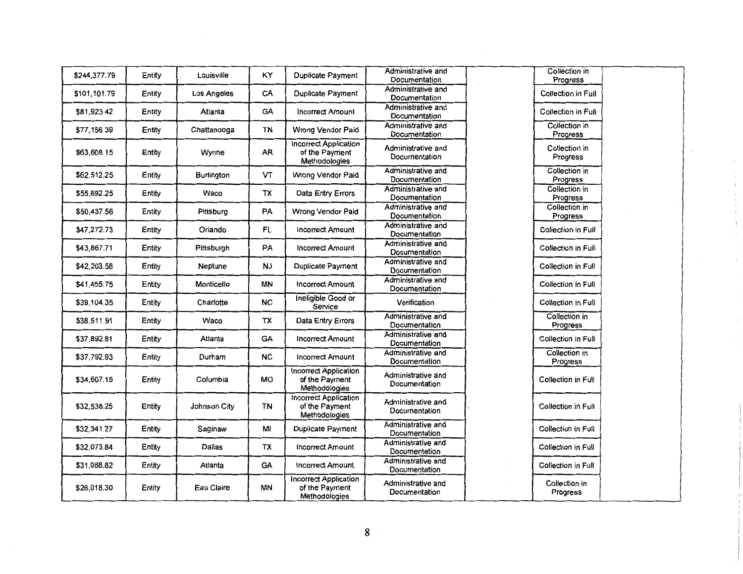| | | | | | | | | |
|---|---|---|---|---|---|---|---|---|
| $244,377.79 | Entity | Louisville | KY | Duplicate Payment | Administrative and Documentation | | Collection in Progress | |
| $101,101.79 | Entity | Los Angeles | CA | Duplicate Payment | Administrative and Documentation | | Collection in Full | |
| $81,923.42 | Entity | Atlanta | GA | Incorrect Amount | Administrative and Documentation | | Collection in Full | |
| $77,156.39 | Entity | Chattanooga | TN | Wrong Vendor Paid | Administrative and Documentation | | Collection in Progress | |
| $63,608.15 | Entity | Wynne | AR | Incorrect Application of the Payment Methodologies | Administrative and Documentation | | Collection in Progress | |
| $62,512.25 | Entity | Burlington | VT | Wrong Vendor Paid | Administrative and Documentation | | Collection in Progress | |
| $55,692.25 | Entity | Waco | TX | Data Entry Errors | Administrative and Documentation | | Collection in Progress | |
| $50,437.56 | Entity | Pittsburg | PA | Wrong Vendor Paid | Administrative and Documentation | | Collection in Progress | |
| $47,272.73 | Entity | Orlando | FL | Incorrect Amount | Administrative and Documentation | | Collection in Full | |
| $43,867.71 | Entity | Pittsburgh | PA | Incorrect Amount | Administrative and Documentation | | Collection in Full | |
| $42,203.58 | Entity | Neptune | NJ | Duplicate Payment | Administrative and Documentation | | Collection in Full | |
| $41,455.75 | Entity | Monticello | MN | Incorrect Amount | Administrative and Documentation | | Collection in Full | |
| $39,104.35 | Entity | Charlotte | NC | Ineligible Good or Service | Verification | | Collection in Full | |
| $38,511.91 | Entity | Waco | TX | Data Entry Errors | Administrative and Documentation | | Collection in Progress | |
| $37,892.81 | Entity | Atlanta | GA | Incorrect Amount | Administrative and Documentation | | Collection in Full | |
| $37,792.93 | Entity | Durham | NC | Incorrect Amount | Administrative and Documentation | | Collection in Progress | |
| $34,607.15 | Entity | Columbia | MO | Incorrect Application of the Payment Methodologies | Administrative and Documentation | | Collection in Full | |
| $32,538.25 | Entity | Johnson City | TN | Incorrect Application of the Payment Methodologies | Administrative and Documentation | | Collection in Full | |
| $32,341.27 | Entity | Saginaw | MI | Duplicate Payment | Administrative and Documentation | | Collection in Full | |
| $32,073.84 | Entity | Dallas | TX | Incorrect Amount | Administrative and Documentation | | Collection in Full | |
| $31,088.82 | Entity | Atlanta | GA | Incorrect Amount | Administrative and Documentation | | Collection in Full | |
| $26,018.30 | Entity | Eau Claire | MN | Incorrect Application of the Payment Methodologies | Administrative and Documentation | | Collection in Progress | |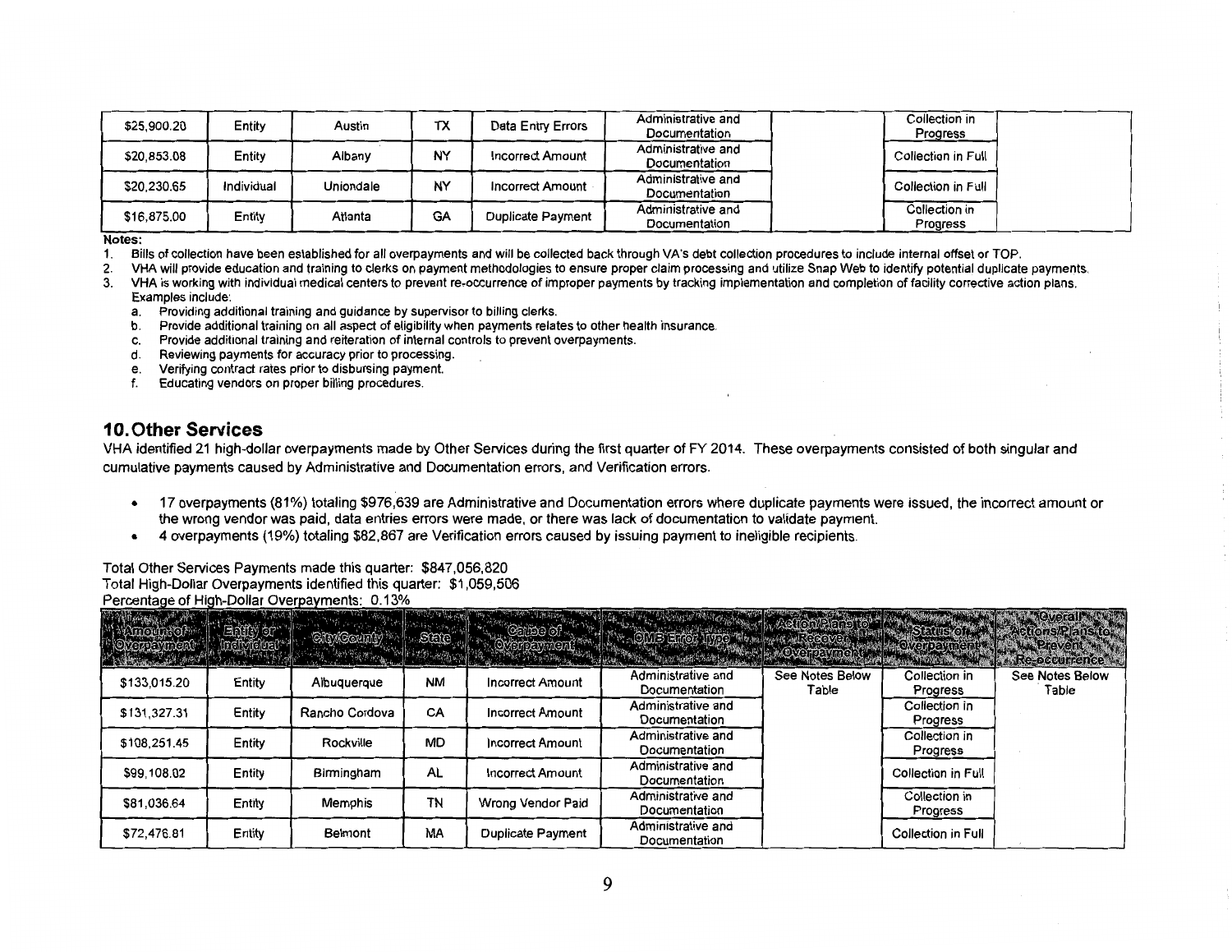| | | | | | | | | |
|---|---|---|---|---|---|---|---|---|
| $25,900.20 | Entity | Austin | TX | Data Entry Errors | Administrative and Documentation | | Collection in Progress | |
| $20,853.08 | Entity | Albany | NY | Incorrect Amount | Administrative and Documentation | | Collection in Full | |
| $20,230.65 | Individual | Uniondale | NY | Incorrect Amount | Administrative and Documentation | | Collection in Full | |
| $16,875.00 | Entity | Atlanta | GA | Duplicate Payment | Administrative and Documentation | | Collection in Progress | |

**Notes:**

1. Bills of collection have been established for all overpayments and will be collected back through VA's debt collection procedures to include internal offset or TOP.
2. VHA will provide education and training to clerks on payment methodologies to ensure proper claim processing and utilize Snap Web to identify potential duplicate payments.
3. VHA is working with individual medical centers to prevent re-occurrence of improper payments by tracking implementation and completion of facility corrective action plans. Examples include:
   a. Providing additional training and guidance by supervisor to billing clerks.
   b. Provide additional training on all aspect of eligibility when payments relates to other health insurance.
   c. Provide additional training and reiteration of internal controls to prevent overpayments.
   d. Reviewing payments for accuracy prior to processing.
   e. Verifying contract rates prior to disbursing payment.
   f. Educating vendors on proper billing procedures.

## 10. Other Services

VHA identified 21 high-dollar overpayments made by Other Services during the first quarter of FY 2014. These overpayments consisted of both singular and cumulative payments caused by Administrative and Documentation errors, and Verification errors.

- 17 overpayments (81%) totaling $976,639 are Administrative and Documentation errors where duplicate payments were issued, the incorrect amount or the wrong vendor was paid, data entries errors were made, or there was lack of documentation to validate payment.
- 4 overpayments (19%) totaling $82,867 are Verification errors caused by issuing payment to ineligible recipients.

Total Other Services Payments made this quarter: $847,056,820
Total High-Dollar Overpayments identified this quarter: $1,059,506
Percentage of High-Dollar Overpayments: 0.13%

| Amount of Overpayment | Entity or Individual | City/County | State | Cause of Overpayment | OMB Error Type | Action Plans to Recover Overpayment | Status of Overpayment | Overall Actions/Plans to Prevent Re-occurrence |
|---|---|---|---|---|---|---|---|---|
| $133,015.20 | Entity | Albuquerque | NM | Incorrect Amount | Administrative and Documentation | See Notes Below Table | Collection in Progress | See Notes Below Table |
| $131,327.31 | Entity | Rancho Cordova | CA | Incorrect Amount | Administrative and Documentation | | Collection in Progress | |
| $108,251.45 | Entity | Rockville | MD | Incorrect Amount | Administrative and Documentation | | Collection in Progress | |
| $99,108.02 | Entity | Birmingham | AL | Incorrect Amount | Administrative and Documentation | | Collection in Full | |
| $81,036.64 | Entity | Memphis | TN | Wrong Vendor Paid | Administrative and Documentation | | Collection in Progress | |
| $72,476.81 | Entity | Belmont | MA | Duplicate Payment | Administrative and Documentation | | Collection in Full | |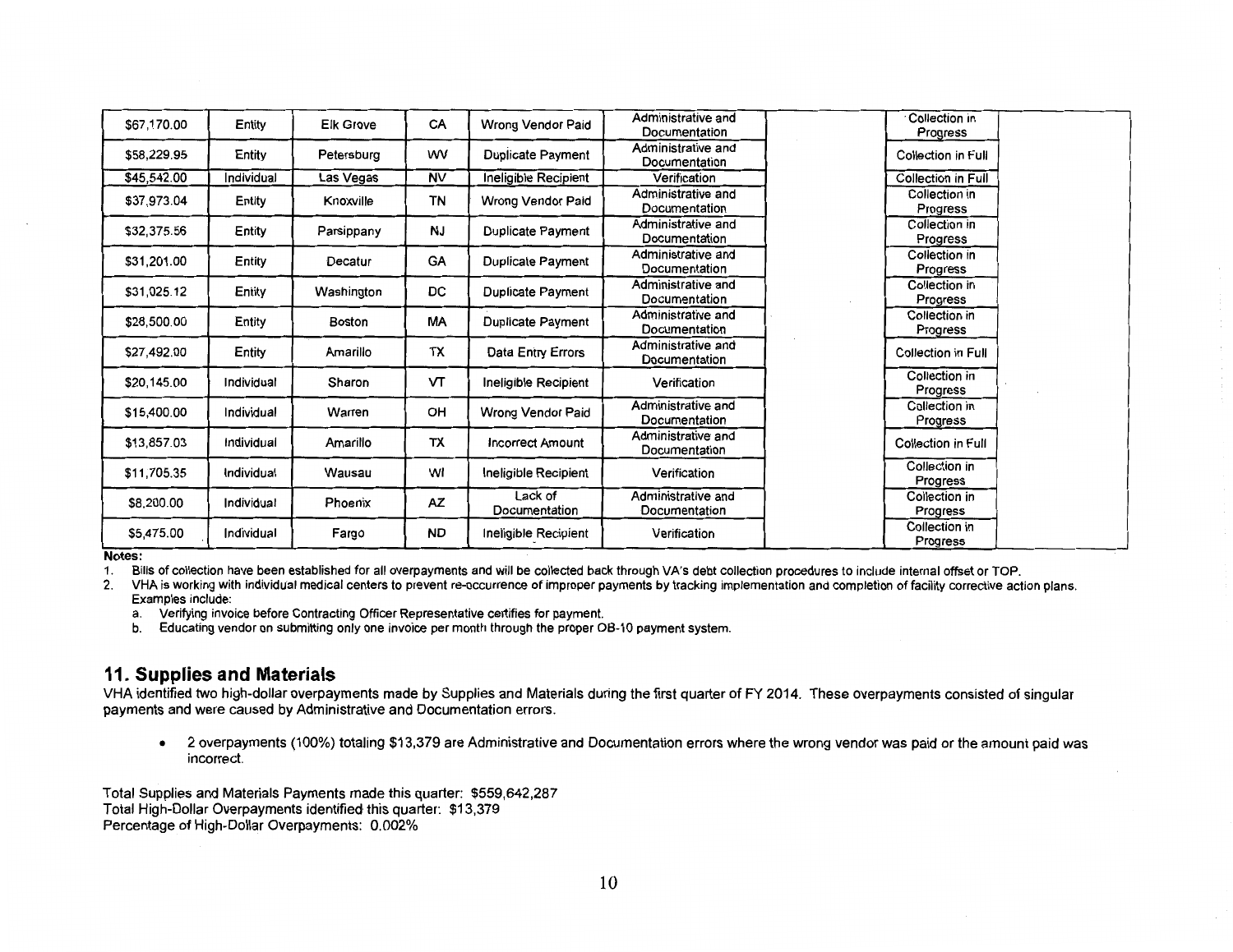| | | | | | | | | |
|---|---|---|---|---|---|---|---|---|
| $67,170.00 | Entity | Elk Grove | CA | Wrong Vendor Paid | Administrative and Documentation | | Collection in Progress | |
| $58,229.95 | Entity | Petersburg | WV | Duplicate Payment | Administrative and Documentation | | Collection in Full | |
| $45,542.00 | Individual | Las Vegas | NV | Ineligible Recipient | Verification | | Collection in Full | |
| $37,973.04 | Entity | Knoxville | TN | Wrong Vendor Paid | Administrative and Documentation | | Collection in Progress | |
| $32,375.56 | Entity | Parsippany | NJ | Duplicate Payment | Administrative and Documentation | | Collection in Progress | |
| $31,201.00 | Entity | Decatur | GA | Duplicate Payment | Administrative and Documentation | | Collection in Progress | |
| $31,025.12 | Entity | Washington | DC | Duplicate Payment | Administrative and Documentation | | Collection in Progress | |
| $28,500.00 | Entity | Boston | MA | Duplicate Payment | Administrative and Documentation | | Collection in Progress | |
| $27,492.00 | Entity | Amarillo | TX | Data Entry Errors | Administrative and Documentation | | Collection in Full | |
| $20,145.00 | Individual | Sharon | VT | Ineligible Recipient | Verification | | Collection in Progress | |
| $15,400.00 | Individual | Warren | OH | Wrong Vendor Paid | Administrative and Documentation | | Collection in Progress | |
| $13,857.03 | Individual | Amarillo | TX | Incorrect Amount | Administrative and Documentation | | Collection in Full | |
| $11,705.35 | Individual | Wausau | WI | Ineligible Recipient | Verification | | Collection in Progress | |
| $8,200.00 | Individual | Phoenix | AZ | Lack of Documentation | Administrative and Documentation | | Collection in Progress | |
| $5,475.00 | Individual | Fargo | ND | Ineligible Recipient | Verification | | Collection in Progress | |

**Notes:**

1. Bills of collection have been established for all overpayments and will be collected back through VA's debt collection procedures to include internal offset or TOP.
2. VHA is working with individual medical centers to prevent re-occurrence of improper payments by tracking implementation and completion of facility corrective action plans. Examples include:
   a. Verifying invoice before Contracting Officer Representative certifies for payment.
   b. Educating vendor on submitting only one invoice per month through the proper OB-10 payment system.

## 11. Supplies and Materials

VHA identified two high-dollar overpayments made by Supplies and Materials during the first quarter of FY 2014. These overpayments consisted of singular payments and were caused by Administrative and Documentation errors.

- 2 overpayments (100%) totaling $13,379 are Administrative and Documentation errors where the wrong vendor was paid or the amount paid was incorrect.

Total Supplies and Materials Payments made this quarter: $559,642,287
Total High-Dollar Overpayments identified this quarter: $13,379
Percentage of High-Dollar Overpayments: 0.002%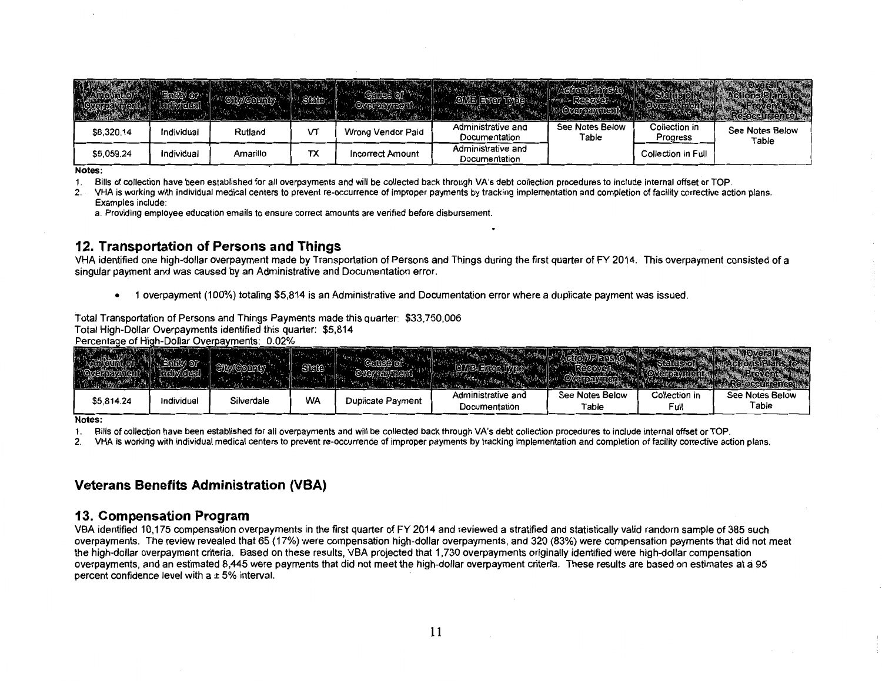| Amount of Overpayment | Entity or Individual | City/County | State | Cause of Overpayment | OMB Error Type | Action/Plans to Recover Overpayment | Status of Overpayment | Overall Actions/Plans to Prevent Re-occurrence |
|---|---|---|---|---|---|---|---|---|
| $8,320.14 | Individual | Rutland | VT | Wrong Vendor Paid | Administrative and Documentation | See Notes Below Table | Collection in Progress | See Notes Below Table |
| $5,059.24 | Individual | Amarillo | TX | Incorrect Amount | Administrative and Documentation | | Collection in Full | |

**Notes:**

1. Bills of collection have been established for all overpayments and will be collected back through VA's debt collection procedures to include internal offset or TOP.
2. VHA is working with individual medical centers to prevent re-occurrence of improper payments by tracking implementation and completion of facility corrective action plans. Examples include:
   a. Providing employee education emails to ensure correct amounts are verified before disbursement.

## 12. Transportation of Persons and Things

VHA identified one high-dollar overpayment made by Transportation of Persons and Things during the first quarter of FY 2014. This overpayment consisted of a singular payment and was caused by an Administrative and Documentation error.

- 1 overpayment (100%) totaling $5,814 is an Administrative and Documentation error where a duplicate payment was issued.

Total Transportation of Persons and Things Payments made this quarter: $33,750,006
Total High-Dollar Overpayments identified this quarter: $5,814
Percentage of High-Dollar Overpayments: 0.02%

| Amount of Overpayment | Entity or Individual | City/County | State | Cause of Overpayment | OMB Error Type | Action/Plans to Recover Overpayment | Status of Overpayment | Overall Actions/Plans to Prevent Re-occurrence |
|---|---|---|---|---|---|---|---|---|
| $5,814.24 | Individual | Silverdale | WA | Duplicate Payment | Administrative and Documentation | See Notes Below Table | Collection in Full | See Notes Below Table |

**Notes:**

1. Bills of collection have been established for all overpayments and will be collected back through VA's debt collection procedures to include internal offset or TOP.
2. VHA is working with individual medical centers to prevent re-occurrence of improper payments by tracking implementation and completion of facility corrective action plans.

# Veterans Benefits Administration (VBA)

## 13. Compensation Program

VBA identified 10,175 compensation overpayments in the first quarter of FY 2014 and reviewed a stratified and statistically valid random sample of 385 such overpayments. The review revealed that 65 (17%) were compensation high-dollar overpayments, and 320 (83%) were compensation payments that did not meet the high-dollar overpayment criteria. Based on these results, VBA projected that 1,730 overpayments originally identified were high-dollar compensation overpayments, and an estimated 8,445 were payments that did not meet the high-dollar overpayment criteria. These results are based on estimates at a 95 percent confidence level with a ± 5% interval.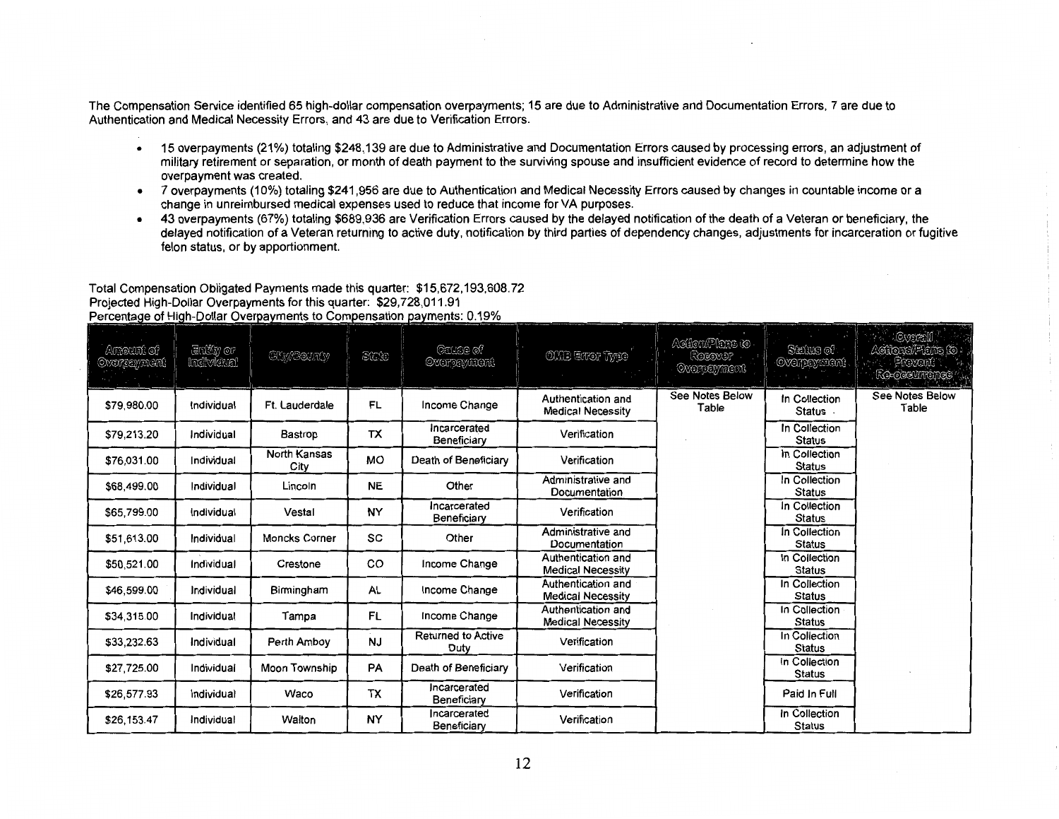The Compensation Service identified 65 high-dollar compensation overpayments; 15 are due to Administrative and Documentation Errors, 7 are due to Authentication and Medical Necessity Errors, and 43 are due to Verification Errors.

- 15 overpayments (21%) totaling $248,139 are due to Administrative and Documentation Errors caused by processing errors, an adjustment of military retirement or separation, or month of death payment to the surviving spouse and insufficient evidence of record to determine how the overpayment was created.
- 7 overpayments (10%) totaling $241,956 are due to Authentication and Medical Necessity Errors caused by changes in countable income or a change in unreimbursed medical expenses used to reduce that income for VA purposes.
- 43 overpayments (67%) totaling $689,936 are Verification Errors caused by the delayed notification of the death of a Veteran or beneficiary, the delayed notification of a Veteran returning to active duty, notification by third parties of dependency changes, adjustments for incarceration or fugitive felon status, or by apportionment.

Total Compensation Obligated Payments made this quarter: $15,672,193,608.72
Projected High-Dollar Overpayments for this quarter: $29,728,011.91
Percentage of High-Dollar Overpayments to Compensation payments: 0.19%

| Amount of Overpayment | Entity or Individual | City/County | State | Cause of Overpayment | OMB Error Type | Action/Plans to Recover Overpayment | Status of Overpayment | Overall Actions/Plans to Prevent Re-occurrence |
|---|---|---|---|---|---|---|---|---|
| $79,980.00 | Individual | Ft. Lauderdale | FL | Income Change | Authentication and Medical Necessity | See Notes Below Table | In Collection Status | See Notes Below Table |
| $79,213.20 | Individual | Bastrop | TX | Incarcerated Beneficiary | Verification | | In Collection Status | |
| $76,031.00 | Individual | North Kansas City | MO | Death of Beneficiary | Verification | | In Collection Status | |
| $68,499.00 | Individual | Lincoln | NE | Other | Administrative and Documentation | | In Collection Status | |
| $65,799.00 | Individual | Vestal | NY | Incarcerated Beneficiary | Verification | | In Collection Status | |
| $51,613.00 | Individual | Moncks Corner | SC | Other | Administrative and Documentation | | In Collection Status | |
| $50,521.00 | Individual | Crestone | CO | Income Change | Authentication and Medical Necessity | | In Collection Status | |
| $46,599.00 | Individual | Birmingham | AL | Income Change | Authentication and Medical Necessity | | In Collection Status | |
| $34,315.00 | Individual | Tampa | FL | Income Change | Authentication and Medical Necessity | | In Collection Status | |
| $33,232.63 | Individual | Perth Amboy | NJ | Returned to Active Duty | Verification | | In Collection Status | |
| $27,725.00 | Individual | Moon Township | PA | Death of Beneficiary | Verification | | In Collection Status | |
| $26,577.93 | Individual | Waco | TX | Incarcerated Beneficiary | Verification | | Paid In Full | |
| $26,153.47 | Individual | Walton | NY | Incarcerated Beneficiary | Verification | | In Collection Status | |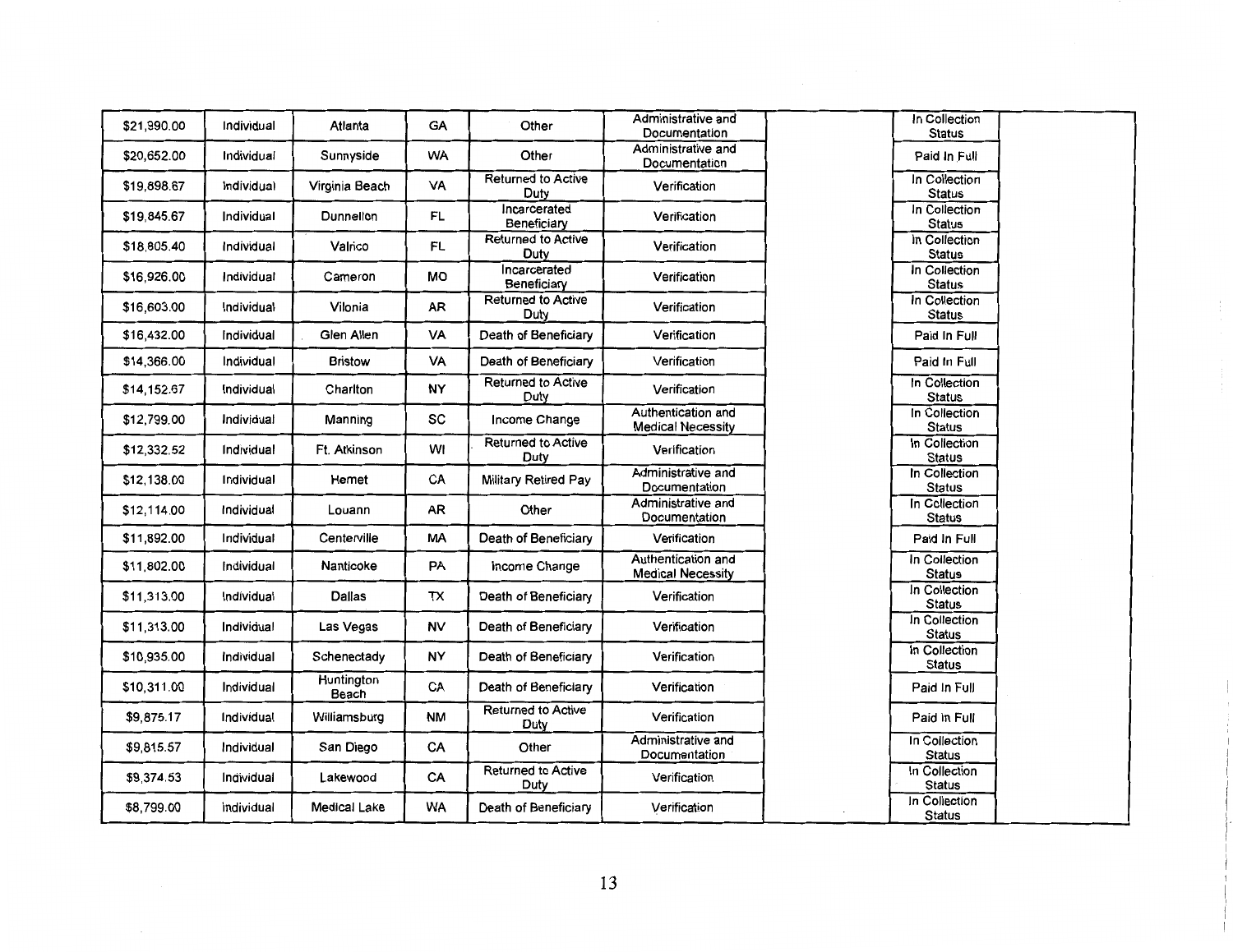| | | | | | | | | |
|---|---|---|---|---|---|---|---|---|
| $21,990.00 | Individual | Atlanta | GA | Other | Administrative and Documentation | | In Collection Status | |
| $20,652.00 | Individual | Sunnyside | WA | Other | Administrative and Documentation | | Paid In Full | |
| $19,898.67 | Individual | Virginia Beach | VA | Returned to Active Duty | Verification | | In Collection Status | |
| $19,845.67 | Individual | Dunnellon | FL | Incarcerated Beneficiary | Verification | | In Collection Status | |
| $18,805.40 | Individual | Valrico | FL | Returned to Active Duty | Verification | | In Collection Status | |
| $16,926.00 | Individual | Cameron | MO | Incarcerated Beneficiary | Verification | | In Collection Status | |
| $16,603.00 | Individual | Vilonia | AR | Returned to Active Duty | Verification | | In Collection Status | |
| $16,432.00 | Individual | Glen Allen | VA | Death of Beneficiary | Verification | | Paid In Full | |
| $14,366.00 | Individual | Bristow | VA | Death of Beneficiary | Verification | | Paid In Full | |
| $14,152.67 | Individual | Charlton | NY | Returned to Active Duty | Verification | | In Collection Status | |
| $12,799.00 | Individual | Manning | SC | Income Change | Authentication and Medical Necessity | | In Collection Status | |
| $12,332.52 | Individual | Ft. Atkinson | WI | Returned to Active Duty | Verification | | In Collection Status | |
| $12,138.00 | Individual | Hemet | CA | Military Retired Pay | Administrative and Documentation | | In Collection Status | |
| $12,114.00 | Individual | Louann | AR | Other | Administrative and Documentation | | In Collection Status | |
| $11,892.00 | Individual | Centerville | MA | Death of Beneficiary | Verification | | Paid In Full | |
| $11,802.00 | Individual | Nanticoke | PA | Income Change | Authentication and Medical Necessity | | In Collection Status | |
| $11,313.00 | Individual | Dallas | TX | Death of Beneficiary | Verification | | In Collection Status | |
| $11,313.00 | Individual | Las Vegas | NV | Death of Beneficiary | Verification | | In Collection Status | |
| $10,935.00 | Individual | Schenectady | NY | Death of Beneficiary | Verification | | In Collection Status | |
| $10,311.00 | Individual | Huntington Beach | CA | Death of Beneficiary | Verification | | Paid In Full | |
| $9,875.17 | Individual | Williamsburg | NM | Returned to Active Duty | Verification | | Paid In Full | |
| $9,815.57 | Individual | San Diego | CA | Other | Administrative and Documentation | | In Collection Status | |
| $9,374.53 | Individual | Lakewood | CA | Returned to Active Duty | Verification | | In Collection Status | |
| $8,799.00 | Individual | Medical Lake | WA | Death of Beneficiary | Verification | | In Collection Status | |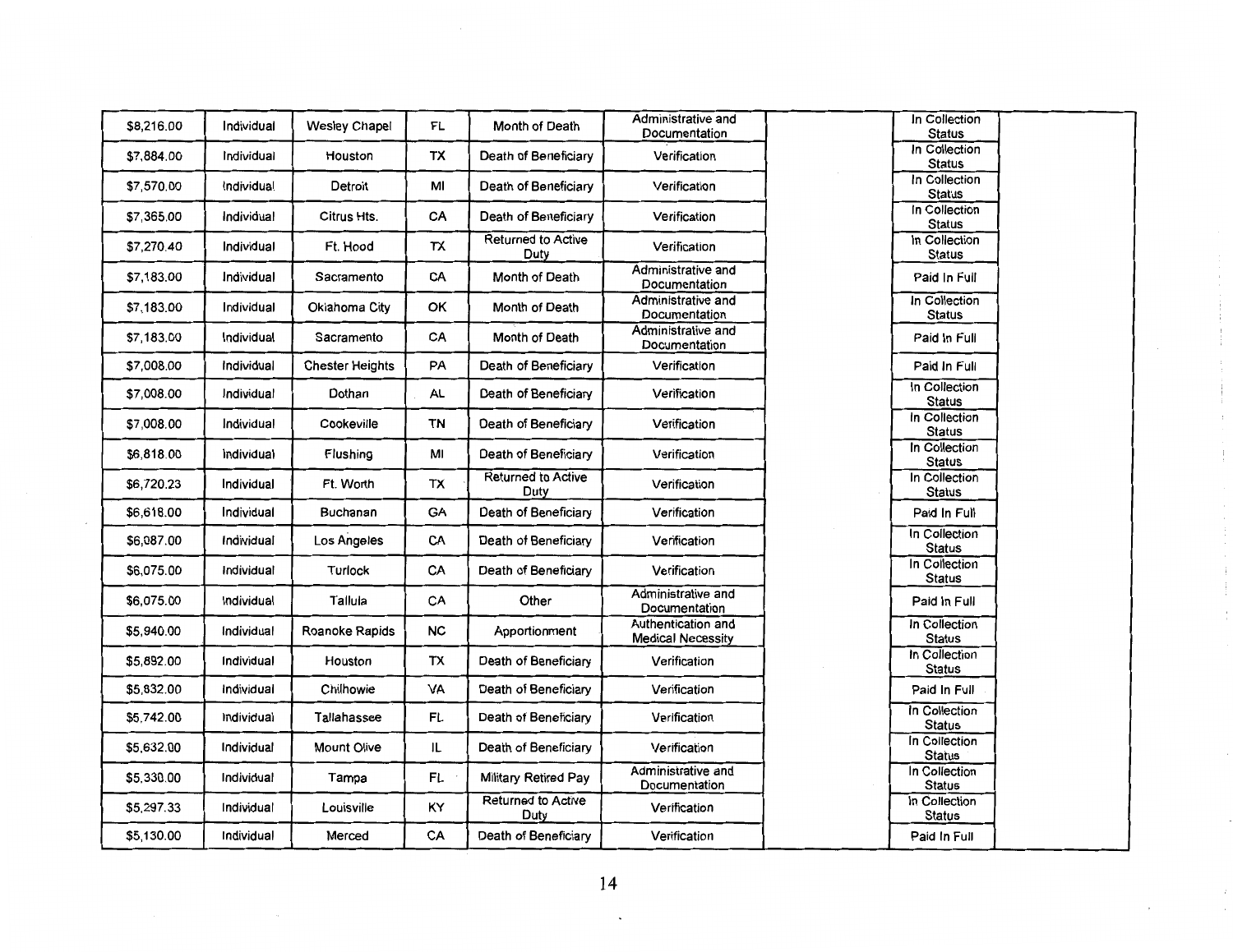| | | | | | | | | |
|---|---|---|---|---|---|---|---|---|
| $8,216.00 | Individual | Wesley Chapel | FL | Month of Death | Administrative and Documentation | | In Collection Status | |
| $7,884.00 | Individual | Houston | TX | Death of Beneficiary | Verification | | In Collection Status | |
| $7,570.00 | Individual | Detroit | MI | Death of Beneficiary | Verification | | In Collection Status | |
| $7,365.00 | Individual | Citrus Hts. | CA | Death of Beneficiary | Verification | | In Collection Status | |
| $7,270.40 | Individual | Ft. Hood | TX | Returned to Active Duty | Verification | | In Collection Status | |
| $7,183.00 | Individual | Sacramento | CA | Month of Death | Administrative and Documentation | | Paid In Full | |
| $7,183.00 | Individual | Oklahoma City | OK | Month of Death | Administrative and Documentation | | In Collection Status | |
| $7,183.00 | Individual | Sacramento | CA | Month of Death | Administrative and Documentation | | Paid In Full | |
| $7,008.00 | Individual | Chester Heights | PA | Death of Beneficiary | Verification | | Paid In Full | |
| $7,008.00 | Individual | Dothan | AL | Death of Beneficiary | Verification | | In Collection Status | |
| $7,008.00 | Individual | Cookeville | TN | Death of Beneficiary | Verification | | In Collection Status | |
| $6,818.00 | Individual | Flushing | MI | Death of Beneficiary | Verification | | In Collection Status | |
| $6,720.23 | Individual | Ft. Worth | TX | Returned to Active Duty | Verification | | In Collection Status | |
| $6,618.00 | Individual | Buchanan | GA | Death of Beneficiary | Verification | | Paid In Full | |
| $6,087.00 | Individual | Los Angeles | CA | Death of Beneficiary | Verification | | In Collection Status | |
| $6,075.00 | Individual | Turlock | CA | Death of Beneficiary | Verification | | In Collection Status | |
| $6,075.00 | Individual | Tallula | CA | Other | Administrative and Documentation | | Paid In Full | |
| $5,940.00 | Individual | Roanoke Rapids | NC | Apportionment | Authentication and Medical Necessity | | In Collection Status | |
| $5,892.00 | Individual | Houston | TX | Death of Beneficiary | Verification | | In Collection Status | |
| $5,832.00 | Individual | Chilhowie | VA | Death of Beneficiary | Verification | | Paid In Full | |
| $5,742.00 | Individual | Tallahassee | FL | Death of Beneficiary | Verification | | In Collection Status | |
| $5,632.00 | Individual | Mount Olive | IL | Death of Beneficiary | Verification | | In Collection Status | |
| $5,330.00 | Individual | Tampa | FL | Military Retired Pay | Administrative and Documentation | | In Collection Status | |
| $5,297.33 | Individual | Louisville | KY | Returned to Active Duty | Verification | | In Collection Status | |
| $5,130.00 | Individual | Merced | CA | Death of Beneficiary | Verification | | Paid In Full | |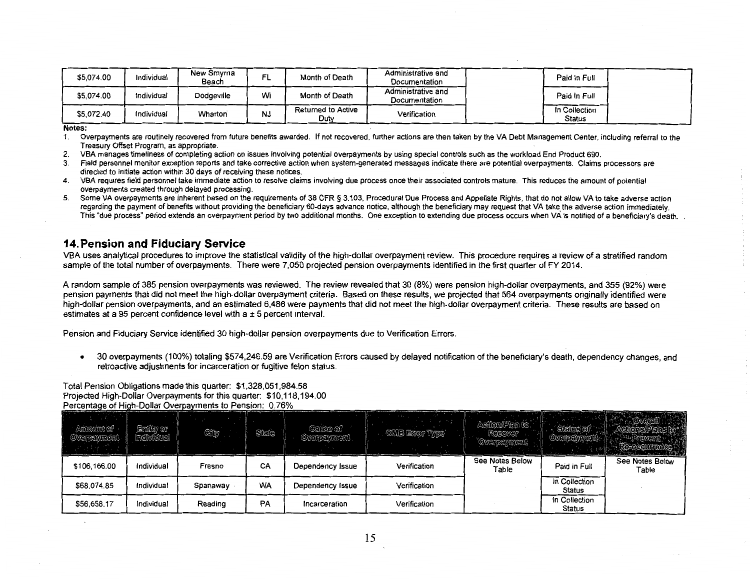| | | | | | | | | |
|---|---|---|---|---|---|---|---|---|
| $5,074.00 | Individual | New Smyrna Beach | FL | Month of Death | Administrative and Documentation | | Paid In Full | |
| $5,074.00 | Individual | Dodgeville | WI | Month of Death | Administrative and Documentation | | Paid In Full | |
| $5,072.40 | Individual | Wharton | NJ | Returned to Active Duty | Verification | | In Collection Status | |

**Notes:**

1. Overpayments are routinely recovered from future benefits awarded. If not recovered, further actions are then taken by the VA Debt Management Center, including referral to the Treasury Offset Program, as appropriate.
2. VBA manages timeliness of completing action on issues involving potential overpayments by using special controls such as the workload End Product 690.
3. Field personnel monitor exception reports and take corrective action when system-generated messages indicate there are potential overpayments. Claims processors are directed to initiate action within 30 days of receiving these notices.
4. VBA requires field personnel take immediate action to resolve claims involving due process once their associated controls mature. This reduces the amount of potential overpayments created through delayed processing.
5. Some VA overpayments are inherent based on the requirements of 38 CFR § 3.103, Procedural Due Process and Appellate Rights, that do not allow VA to take adverse action regarding the payment of benefits without providing the beneficiary 60-days advance notice, although the beneficiary may request that VA take the adverse action immediately. This "due process" period extends an overpayment period by two additional months. One exception to extending due process occurs when VA is notified of a beneficiary's death.

## 14. Pension and Fiduciary Service

VBA uses analytical procedures to improve the statistical validity of the high-dollar overpayment review. This procedure requires a review of a stratified random sample of the total number of overpayments. There were 7,050 projected pension overpayments identified in the first quarter of FY 2014.

A random sample of 385 pension overpayments was reviewed. The review revealed that 30 (8%) were pension high-dollar overpayments, and 355 (92%) were pension payments that did not meet the high-dollar overpayment criteria. Based on these results, we projected that 564 overpayments originally identified were high-dollar pension overpayments, and an estimated 6,486 were payments that did not meet the high-dollar overpayment criteria. These results are based on estimates at a 95 percent confidence level with a ± 5 percent interval.

Pension and Fiduciary Service identified 30 high-dollar pension overpayments due to Verification Errors.

- 30 overpayments (100%) totaling $574,246.59 are Verification Errors caused by delayed notification of the beneficiary's death, dependency changes, and retroactive adjustments for incarceration or fugitive felon status.

Total Pension Obligations made this quarter: $1,328,051,984.58
Projected High-Dollar Overpayments for this quarter: $10,118,194.00
Percentage of High-Dollar Overpayments to Pension: 0.76%

| Amount of Overpayment | Entity or Individual | City | State | Cause of Overpayment | OMB Error Type | Action/Plan to Recover Overpayment | Status of Overpayment | Overall Actions/Plans to Prevent Re-occurrence |
|---|---|---|---|---|---|---|---|---|
| $106,166.00 | Individual | Fresno | CA | Dependency Issue | Verification | See Notes Below Table | Paid in Full | See Notes Below Table |
| $68,074.85 | Individual | Spanaway | WA | Dependency Issue | Verification | | In Collection Status | |
| $56,658.17 | Individual | Reading | PA | Incarceration | Verification | | In Collection Status | |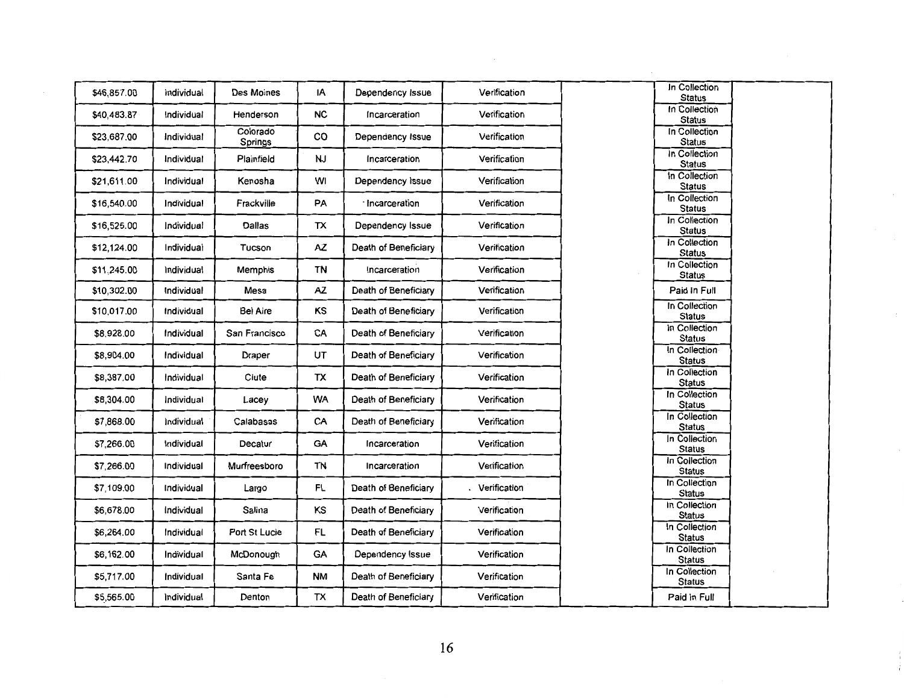| | | | | | | | | |
|---|---|---|---|---|---|---|---|---|
| $46,857.00 | Individual | Des Moines | IA | Dependency Issue | Verification | | In Collection Status | |
| $40,483.87 | Individual | Henderson | NC | Incarceration | Verification | | In Collection Status | |
| $23,687.00 | Individual | Colorado Springs | CO | Dependency Issue | Verification | | In Collection Status | |
| $23,442.70 | Individual | Plainfield | NJ | Incarceration | Verification | | In Collection Status | |
| $21,611.00 | Individual | Kenosha | WI | Dependency Issue | Verification | | In Collection Status | |
| $16,540.00 | Individual | Frackville | PA | Incarceration | Verification | | In Collection Status | |
| $16,525.00 | Individual | Dallas | TX | Dependency Issue | Verification | | In Collection Status | |
| $12,124.00 | Individual | Tucson | AZ | Death of Beneficiary | Verification | | In Collection Status | |
| $11,245.00 | Individual | Memphis | TN | Incarceration | Verification | | In Collection Status | |
| $10,302.00 | Individual | Mesa | AZ | Death of Beneficiary | Verification | | Paid In Full | |
| $10,017.00 | Individual | Bel Aire | KS | Death of Beneficiary | Verification | | In Collection Status | |
| $8,928.00 | Individual | San Francisco | CA | Death of Beneficiary | Verification | | In Collection Status | |
| $8,904.00 | Individual | Draper | UT | Death of Beneficiary | Verification | | In Collection Status | |
| $8,387.00 | Individual | Clute | TX | Death of Beneficiary | Verification | | In Collection Status | |
| $8,304.00 | Individual | Lacey | WA | Death of Beneficiary | Verification | | In Collection Status | |
| $7,868.00 | Individual | Calabasas | CA | Death of Beneficiary | Verification | | In Collection Status | |
| $7,266.00 | Individual | Decatur | GA | Incarceration | Verification | | In Collection Status | |
| $7,266.00 | Individual | Murfreesboro | TN | Incarceration | Verification | | In Collection Status | |
| $7,109.00 | Individual | Largo | FL | Death of Beneficiary | Verification | | In Collection Status | |
| $6,678.00 | Individual | Salina | KS | Death of Beneficiary | Verification | | In Collection Status | |
| $6,264.00 | Individual | Port St Lucie | FL | Death of Beneficiary | Verification | | In Collection Status | |
| $6,162.00 | Individual | McDonough | GA | Dependency Issue | Verification | | In Collection Status | |
| $5,717.00 | Individual | Santa Fe | NM | Death of Beneficiary | Verification | | In Collection Status | |
| $5,565.00 | Individual | Denton | TX | Death of Beneficiary | Verification | | Paid In Full | |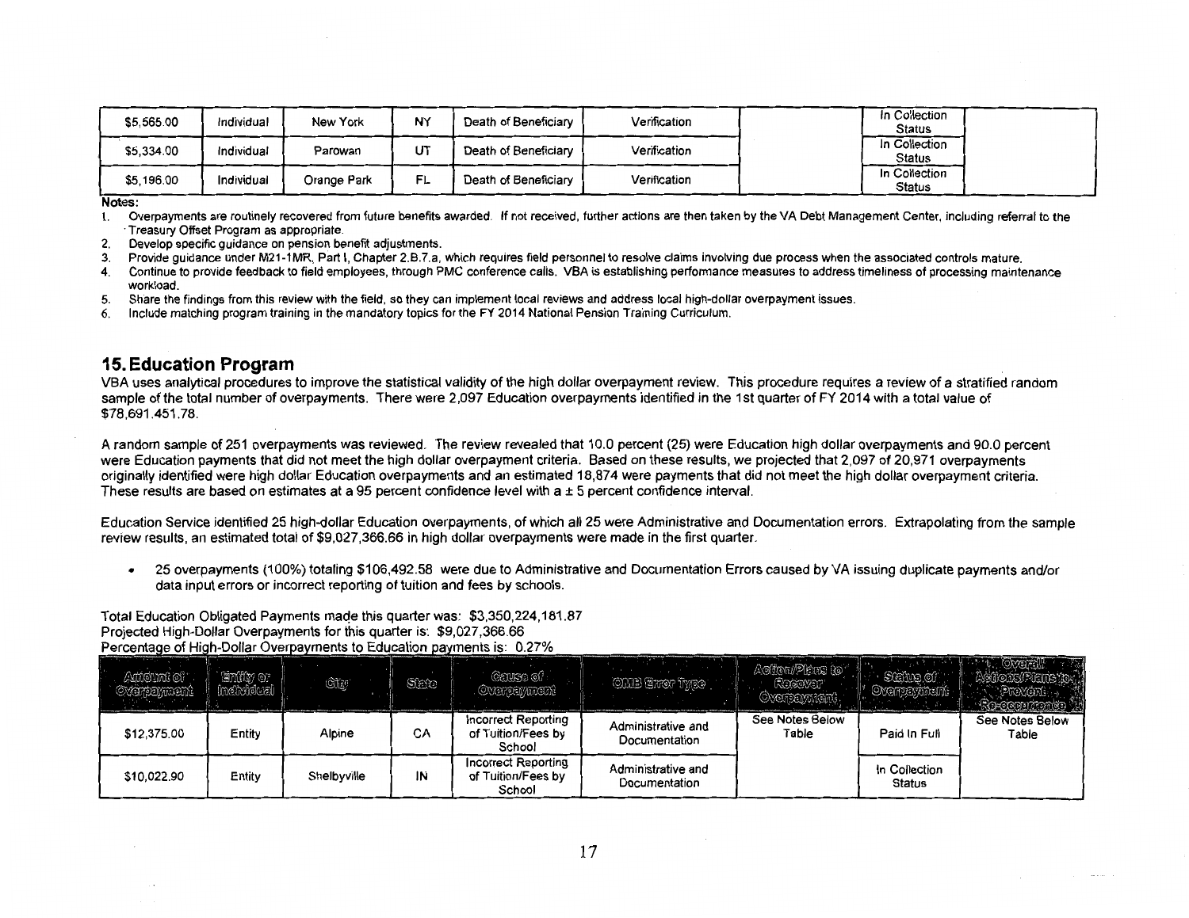| $5,565.00 | Individual | New York | NY | Death of Beneficiary | Verification | | In Collection Status | |
|---|---|---|---|---|---|---|---|---|
| $5,334.00 | Individual | Parowan | UT | Death of Beneficiary | Verification | | In Collection Status | |
| $5,196.00 | Individual | Orange Park | FL | Death of Beneficiary | Verification | | In Collection Status | |

**Notes:**

1. Overpayments are routinely recovered from future benefits awarded. If not received, further actions are then taken by the VA Debt Management Center, including referral to the Treasury Offset Program as appropriate.
2. Develop specific guidance on pension benefit adjustments.
3. Provide guidance under M21-1MR, Part I, Chapter 2.B.7.a, which requires field personnel to resolve claims involving due process when the associated controls mature.
4. Continue to provide feedback to field employees, through PMC conference calls. VBA is establishing performance measures to address timeliness of processing maintenance workload.
5. Share the findings from this review with the field, so they can implement local reviews and address local high-dollar overpayment issues.
6. Include matching program training in the mandatory topics for the FY 2014 National Pension Training Curriculum.

## 15. Education Program

VBA uses analytical procedures to improve the statistical validity of the high dollar overpayment review. This procedure requires a review of a stratified random sample of the total number of overpayments. There were 2,097 Education overpayments identified in the 1st quarter of FY 2014 with a total value of $78,691,451.78.

A random sample of 251 overpayments was reviewed. The review revealed that 10.0 percent (25) were Education high dollar overpayments and 90.0 percent were Education payments that did not meet the high dollar overpayment criteria. Based on these results, we projected that 2,097 of 20,971 overpayments originally identified were high dollar Education overpayments and an estimated 18,874 were payments that did not meet the high dollar overpayment criteria. These results are based on estimates at a 95 percent confidence level with a ± 5 percent confidence interval.

Education Service identified 25 high-dollar Education overpayments, of which all 25 were Administrative and Documentation errors. Extrapolating from the sample review results, an estimated total of $9,027,366.66 in high dollar overpayments were made in the first quarter.

- 25 overpayments (100%) totaling $106,492.58 were due to Administrative and Documentation Errors caused by VA issuing duplicate payments and/or data input errors or incorrect reporting of tuition and fees by schools.

Total Education Obligated Payments made this quarter was: $3,350,224,181.87
Projected High-Dollar Overpayments for this quarter is: $9,027,366.66
Percentage of High-Dollar Overpayments to Education payments is: 0.27%

| Amount of Overpayment | Entity or Individual | City | State | Cause of Overpayment | OMB Error Type | Action/Plans to Recover Overpayment | Status of Overpayment | Overall Actions/Plans to Prevent Re-occurrence |
|---|---|---|---|---|---|---|---|---|
| $12,375.00 | Entity | Alpine | CA | Incorrect Reporting of Tuition/Fees by School | Administrative and Documentation | See Notes Below Table | Paid In Full | See Notes Below Table |
| $10,022.90 | Entity | Shelbyville | IN | Incorrect Reporting of Tuition/Fees by School | Administrative and Documentation | | In Collection Status | |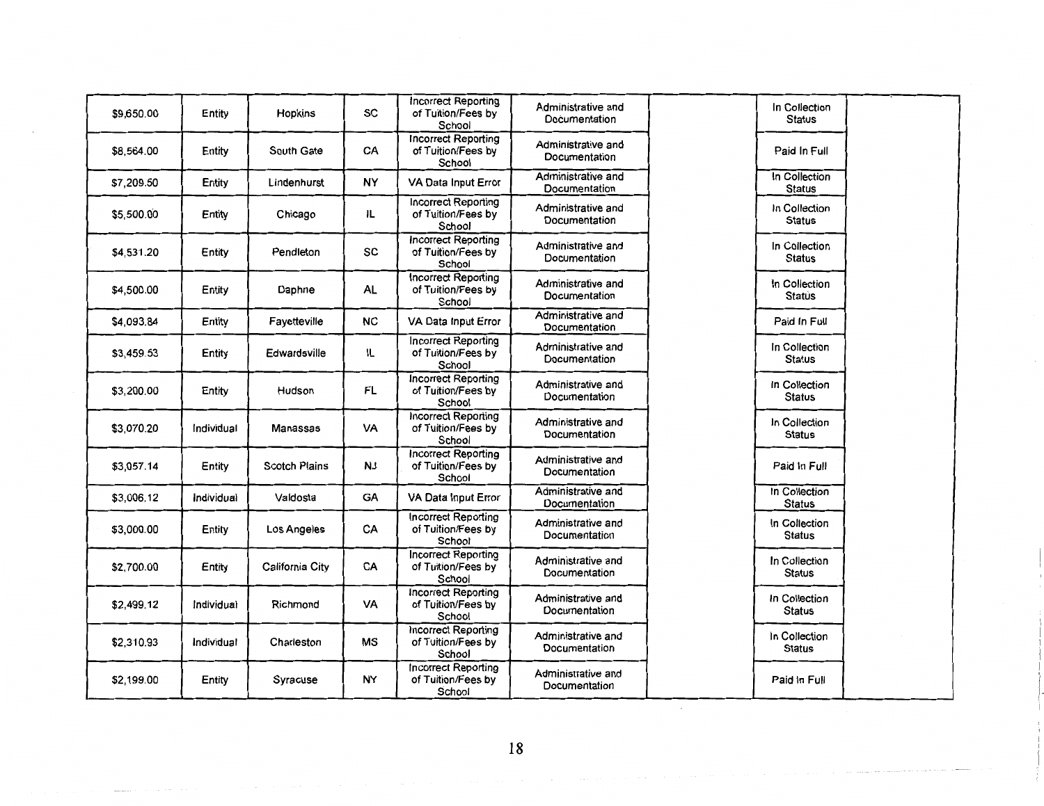| | | | | | | | | |
|---|---|---|---|---|---|---|---|---|
| $9,650.00 | Entity | Hopkins | SC | Incorrect Reporting of Tuition/Fees by School | Administrative and Documentation | | In Collection Status | |
| $8,564.00 | Entity | South Gate | CA | Incorrect Reporting of Tuition/Fees by School | Administrative and Documentation | | Paid In Full | |
| $7,209.50 | Entity | Lindenhurst | NY | VA Data Input Error | Administrative and Documentation | | In Collection Status | |
| $5,500.00 | Entity | Chicago | IL | Incorrect Reporting of Tuition/Fees by School | Administrative and Documentation | | In Collection Status | |
| $4,531.20 | Entity | Pendleton | SC | Incorrect Reporting of Tuition/Fees by School | Administrative and Documentation | | In Collection Status | |
| $4,500.00 | Entity | Daphne | AL | Incorrect Reporting of Tuition/Fees by School | Administrative and Documentation | | In Collection Status | |
| $4,093.84 | Entity | Fayetteville | NC | VA Data Input Error | Administrative and Documentation | | Paid In Full | |
| $3,459.53 | Entity | Edwardsville | IL | Incorrect Reporting of Tuition/Fees by School | Administrative and Documentation | | In Collection Status | |
| $3,200.00 | Entity | Hudson | FL | Incorrect Reporting of Tuition/Fees by School | Administrative and Documentation | | In Collection Status | |
| $3,070.20 | Individual | Manassas | VA | Incorrect Reporting of Tuition/Fees by School | Administrative and Documentation | | In Collection Status | |
| $3,057.14 | Entity | Scotch Plains | NJ | Incorrect Reporting of Tuition/Fees by School | Administrative and Documentation | | Paid In Full | |
| $3,006.12 | Individual | Valdosta | GA | VA Data Input Error | Administrative and Documentation | | In Collection Status | |
| $3,000.00 | Entity | Los Angeles | CA | Incorrect Reporting of Tuition/Fees by School | Administrative and Documentation | | In Collection Status | |
| $2,700.00 | Entity | California City | CA | Incorrect Reporting of Tuition/Fees by School | Administrative and Documentation | | In Collection Status | |
| $2,499.12 | Individual | Richmond | VA | Incorrect Reporting of Tuition/Fees by School | Administrative and Documentation | | In Collection Status | |
| $2,310.93 | Individual | Charleston | MS | Incorrect Reporting of Tuition/Fees by School | Administrative and Documentation | | In Collection Status | |
| $2,199.00 | Entity | Syracuse | NY | Incorrect Reporting of Tuition/Fees by School | Administrative and Documentation | | Paid In Full | |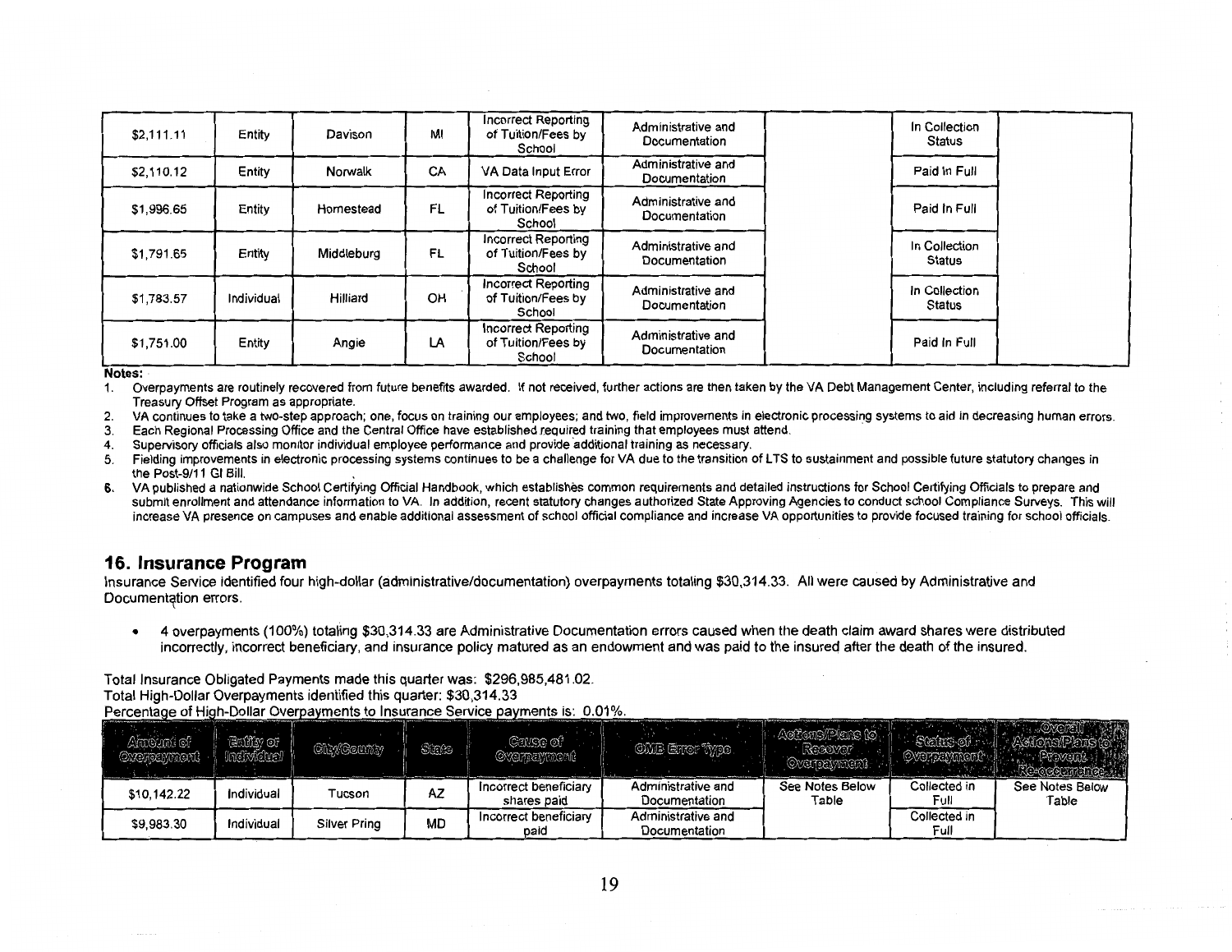| $2,111.11 | Entity | Davison | MI | Incorrect Reporting of Tuition/Fees by School | Administrative and Documentation | | In Collection Status | |
|---|---|---|---|---|---|---|---|---|
| $2,110.12 | Entity | Norwalk | CA | VA Data Input Error | Administrative and Documentation | | Paid In Full | |
| $1,996.65 | Entity | Homestead | FL | Incorrect Reporting of Tuition/Fees by School | Administrative and Documentation | | Paid In Full | |
| $1,791.65 | Entity | Middleburg | FL | Incorrect Reporting of Tuition/Fees by School | Administrative and Documentation | | In Collection Status | |
| $1,783.57 | Individual | Hilliard | OH | Incorrect Reporting of Tuition/Fees by School | Administrative and Documentation | | In Collection Status | |
| $1,751.00 | Entity | Angie | LA | Incorrect Reporting of Tuition/Fees by School | Administrative and Documentation | | Paid In Full | |

**Notes:**

1. Overpayments are routinely recovered from future benefits awarded. If not received, further actions are then taken by the VA Debt Management Center, including referral to the Treasury Offset Program as appropriate.
2. VA continues to take a two-step approach; one, focus on training our employees; and two, field improvements in electronic processing systems to aid in decreasing human errors.
3. Each Regional Processing Office and the Central Office have established required training that employees must attend.
4. Supervisory officials also monitor individual employee performance and provide additional training as necessary.
5. Fielding improvements in electronic processing systems continues to be a challenge for VA due to the transition of LTS to sustainment and possible future statutory changes in the Post-9/11 GI Bill.
6. VA published a nationwide School Certifying Official Handbook, which establishes common requirements and detailed instructions for School Certifying Officials to prepare and submit enrollment and attendance information to VA. In addition, recent statutory changes authorized State Approving Agencies to conduct school Compliance Surveys. This will increase VA presence on campuses and enable additional assessment of school official compliance and increase VA opportunities to provide focused training for school officials.

## 16. Insurance Program

Insurance Service identified four high-dollar (administrative/documentation) overpayments totaling $30,314.33. All were caused by Administrative and Documentation errors.

- 4 overpayments (100%) totaling $30,314.33 are Administrative Documentation errors caused when the death claim award shares were distributed incorrectly, incorrect beneficiary, and insurance policy matured as an endowment and was paid to the insured after the death of the insured.

Total Insurance Obligated Payments made this quarter was: $296,985,481.02.
Total High-Dollar Overpayments identified this quarter: $30,314.33
Percentage of High-Dollar Overpayments to Insurance Service payments is: 0.01%.

| Amount of Overpayment | Entity or Individual | City/County | State | Cause of Overpayment | OMB Error Type | Actions/Plans to Recover Overpayment | Status of Overpayment | Overall Actions/Plans to Prevent Re-occurrence |
|---|---|---|---|---|---|---|---|---|
| $10,142.22 | Individual | Tucson | AZ | Incorrect beneficiary shares paid | Administrative and Documentation | See Notes Below Table | Collected in Full | See Notes Below Table |
| $9,983.30 | Individual | Silver Pring | MD | Incorrect beneficiary paid | Administrative and Documentation | | Collected in Full | |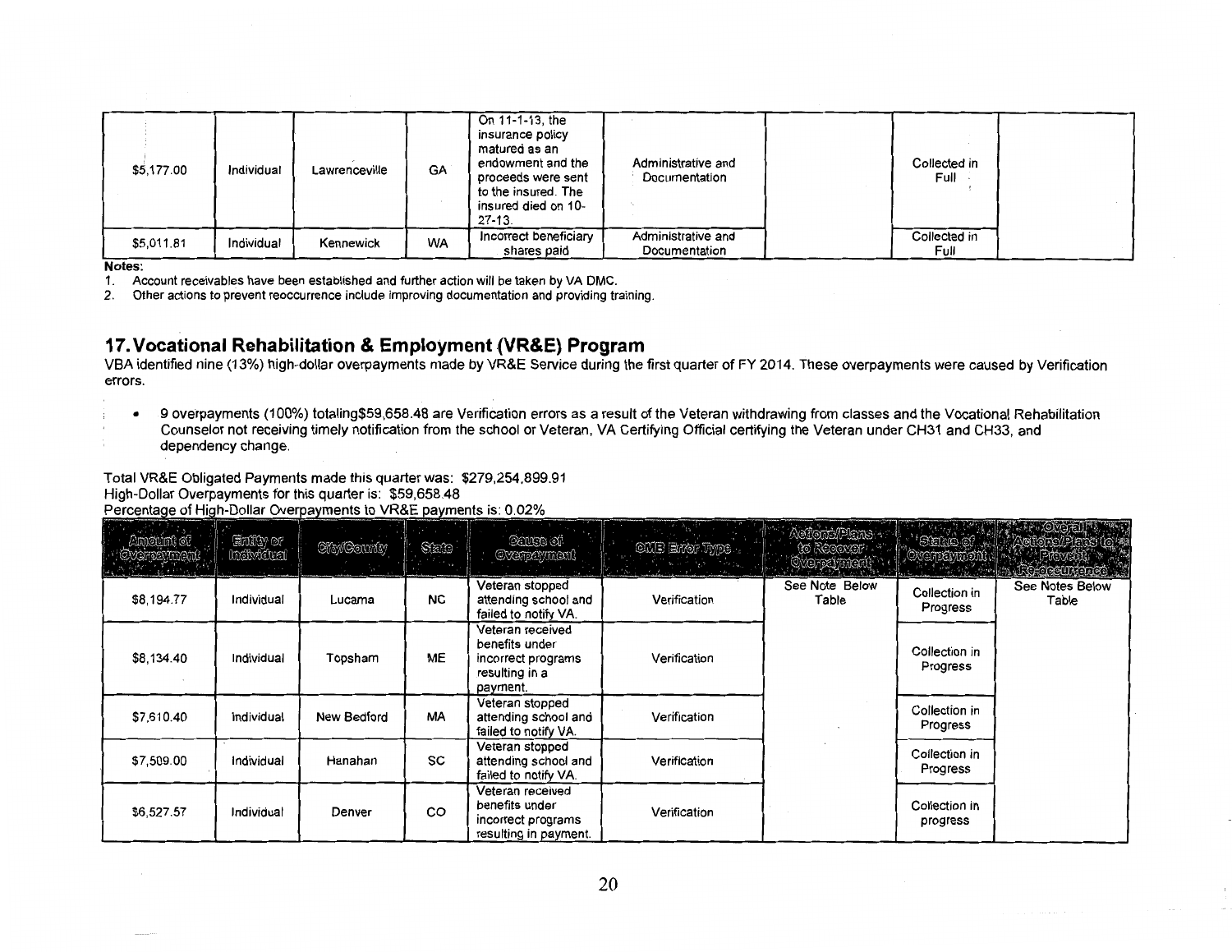| | | | | | | | | |
|---|---|---|---|---|---|---|---|---|
| $5,177.00 | Individual | Lawrenceville | GA | On 11-1-13, the insurance policy matured as an endowment and the proceeds were sent to the insured. The insured died on 10-27-13. | Administrative and Documentation | | Collected in Full | |
| $5,011.81 | Individual | Kennewick | WA | Incorrect beneficiary shares paid | Administrative and Documentation | | Collected in Full | |

**Notes:**

1. Account receivables have been established and further action will be taken by VA DMC.
2. Other actions to prevent reoccurrence include improving documentation and providing training.

## 17. Vocational Rehabilitation & Employment (VR&E) Program

VBA identified nine (13%) high-dollar overpayments made by VR&E Service during the first quarter of FY 2014. These overpayments were caused by Verification errors.

- 9 overpayments (100%) totaling$59,658.48 are Verification errors as a result of the Veteran withdrawing from classes and the Vocational Rehabilitation Counselor not receiving timely notification from the school or Veteran, VA Certifying Official certifying the Veteran under CH31 and CH33, and dependency change.

Total VR&E Obligated Payments made this quarter was: $279,254,899.91
High-Dollar Overpayments for this quarter is: $59,658.48
Percentage of High-Dollar Overpayments to VR&E payments is: 0.02%

| Amount of Overpayment | Entity or Individual | City/County | State | Cause of Overpayment | OMB Error Type | Actions/Plans to Recover Overpayment | Status of Overpayment | Overall Actions/Plans to Prevent Re-occurrence |
|---|---|---|---|---|---|---|---|---|
| $8,194.77 | Individual | Lucama | NC | Veteran stopped attending school and failed to notify VA. | Verification | See Note Below Table | Collection in Progress | See Notes Below Table |
| $8,134.40 | Individual | Topsham | ME | Veteran received benefits under incorrect programs resulting in a payment. | Verification | | Collection in Progress | |
| $7,610.40 | Individual | New Bedford | MA | Veteran stopped attending school and failed to notify VA. | Verification | | Collection in Progress | |
| $7,509.00 | Individual | Hanahan | SC | Veteran stopped attending school and failed to notify VA. | Verification | | Collection in Progress | |
| $6,527.57 | Individual | Denver | CO | Veteran received benefits under incorrect programs resulting in payment. | Verification | | Collection in progress | |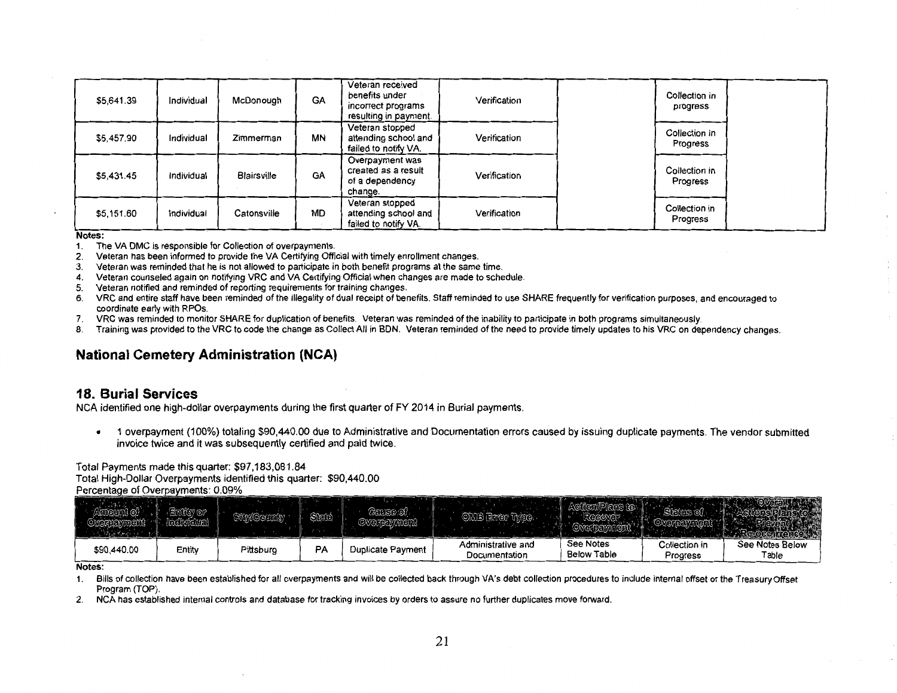| | | | | | | | | |
|---|---|---|---|---|---|---|---|---|
| $5,641.39 | Individual | McDonough | GA | Veteran received benefits under incorrect programs resulting in payment. | Verification | | Collection in progress | |
| $5,457.90 | Individual | Zimmerman | MN | Veteran stopped attending school and failed to notify VA. | Verification | | Collection in Progress | |
| $5,431.45 | Individual | Blairsville | GA | Overpayment was created as a result of a dependency change. | Verification | | Collection in Progress | |
| $5,151.60 | Individual | Catonsville | MD | Veteran stopped attending school and failed to notify VA. | Verification | | Collection in Progress | |

**Notes:**

1. The VA DMC is responsible for Collection of overpayments.
2. Veteran has been informed to provide the VA Certifying Official with timely enrollment changes.
3. Veteran was reminded that he is not allowed to participate in both benefit programs at the same time.
4. Veteran counseled again on notifying VRC and VA Certifying Official when changes are made to schedule.
5. Veteran notified and reminded of reporting requirements for training changes.
6. VRC and entire staff have been reminded of the illegality of dual receipt of benefits. Staff reminded to use SHARE frequently for verification purposes, and encouraged to coordinate early with RPOs.
7. VRC was reminded to monitor SHARE for duplication of benefits. Veteran was reminded of the inability to participate in both programs simultaneously.
8. Training was provided to the VRC to code the change as Collect All in BDN. Veteran reminded of the need to provide timely updates to his VRC on dependency changes.

## National Cemetery Administration (NCA)

## 18. Burial Services

NCA identified one high-dollar overpayments during the first quarter of FY 2014 in Burial payments.

- 1 overpayment (100%) totaling $90,440.00 due to Administrative and Documentation errors caused by issuing duplicate payments. The vendor submitted invoice twice and it was subsequently certified and paid twice.

Total Payments made this quarter: $97,183,081.84
Total High-Dollar Overpayments identified this quarter: $90,440.00
Percentage of Overpayments: 0.09%

| Amount of Overpayment | Entity or Individual | City/County | State | Cause of Overpayment | OMB Error Type | Action/Plans to Recover Overpayment | Status of Overpayment | Overall Actions/Plans to Prevent Re-occurrence |
|---|---|---|---|---|---|---|---|---|
| $90,440.00 | Entity | Pittsburg | PA | Duplicate Payment | Administrative and Documentation | See Notes Below Table | Collection in Progress | See Notes Below Table |

**Notes:**

1. Bills of collection have been established for all overpayments and will be collected back through VA's debt collection procedures to include internal offset or the Treasury Offset Program (TOP).
2. NCA has established internal controls and database for tracking invoices by orders to assure no further duplicates move forward.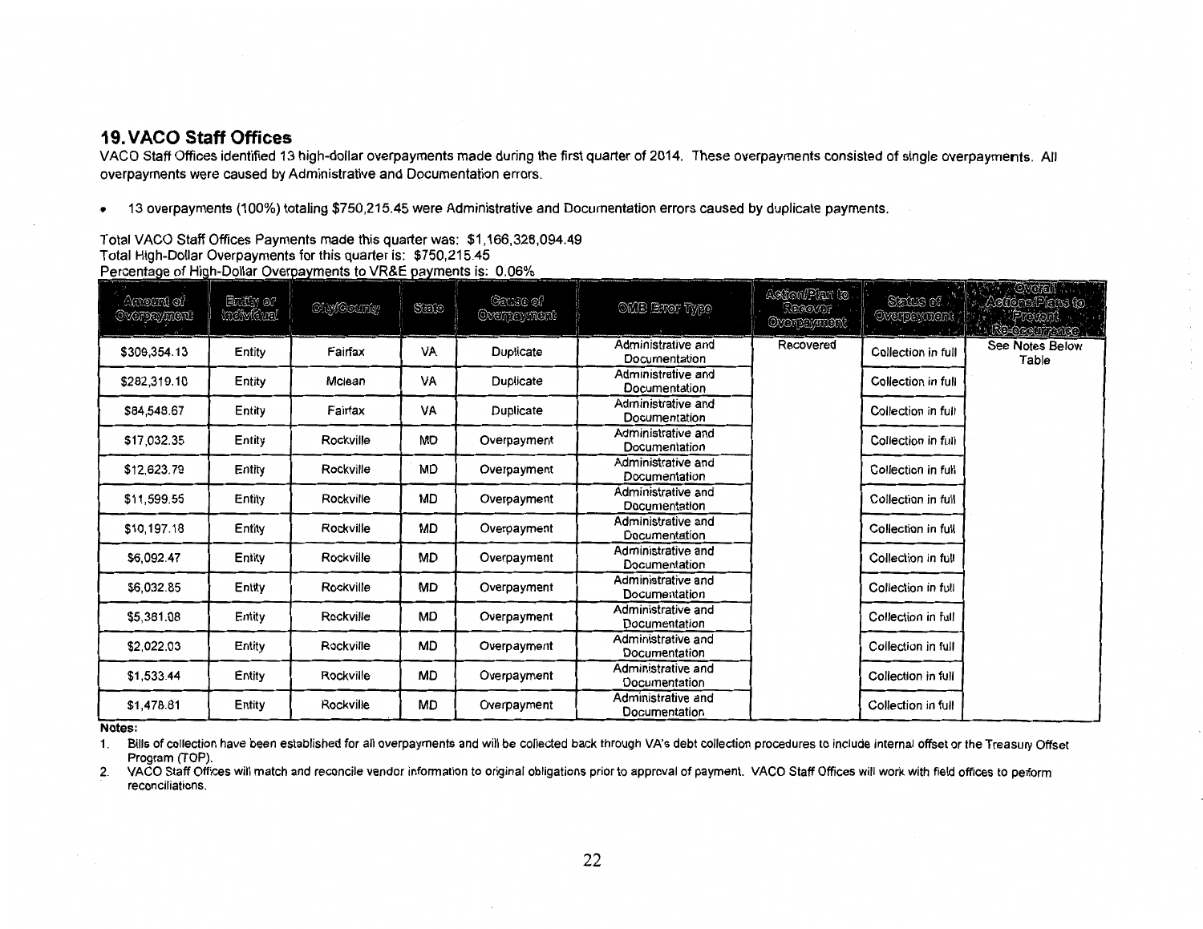## 19. VACO Staff Offices

VACO Staff Offices identified 13 high-dollar overpayments made during the first quarter of 2014. These overpayments consisted of single overpayments. All overpayments were caused by Administrative and Documentation errors.

- 13 overpayments (100%) totaling $750,215.45 were Administrative and Documentation errors caused by duplicate payments.

Total VACO Staff Offices Payments made this quarter was: $1,166,328,094.49
Total High-Dollar Overpayments for this quarter is: $750,215.45
Percentage of High-Dollar Overpayments to VR&E payments is: 0.06%

| Amount of Overpayment | Entity or Individual | City/County | State | Cause of Overpayment | OMB Error Type | Action/Plan to Recover Overpayment | Status of Overpayment | Overall Actions/Plans to Prevent Re-occurrence |
|---|---|---|---|---|---|---|---|---|
| $309,354.13 | Entity | Fairfax | VA | Duplicate | Administrative and Documentation | Recovered | Collection in full | See Notes Below Table |
| $282,319.10 | Entity | Mclean | VA | Duplicate | Administrative and Documentation | | Collection in full | |
| $84,548.67 | Entity | Fairfax | VA | Duplicate | Administrative and Documentation | | Collection in full | |
| $17,032.35 | Entity | Rockville | MD | Overpayment | Administrative and Documentation | | Collection in full | |
| $12,623.79 | Entity | Rockville | MD | Overpayment | Administrative and Documentation | | Collection in full | |
| $11,599.55 | Entity | Rockville | MD | Overpayment | Administrative and Documentation | | Collection in full | |
| $10,197.18 | Entity | Rockville | MD | Overpayment | Administrative and Documentation | | Collection in full | |
| $6,092.47 | Entity | Rockville | MD | Overpayment | Administrative and Documentation | | Collection in full | |
| $6,032.85 | Entity | Rockville | MD | Overpayment | Administrative and Documentation | | Collection in full | |
| $5,381.08 | Entity | Rockville | MD | Overpayment | Administrative and Documentation | | Collection in full | |
| $2,022.03 | Entity | Rockville | MD | Overpayment | Administrative and Documentation | | Collection in full | |
| $1,533.44 | Entity | Rockville | MD | Overpayment | Administrative and Documentation | | Collection in full | |
| $1,478.81 | Entity | Rockville | MD | Overpayment | Administrative and Documentation | | Collection in full | |

**Notes:**

1. Bills of collection have been established for all overpayments and will be collected back through VA's debt collection procedures to include internal offset or the Treasury Offset Program (TOP).
2. VACO Staff Offices will match and reconcile vendor information to original obligations prior to approval of payment. VACO Staff Offices will work with field offices to perform reconciliations.